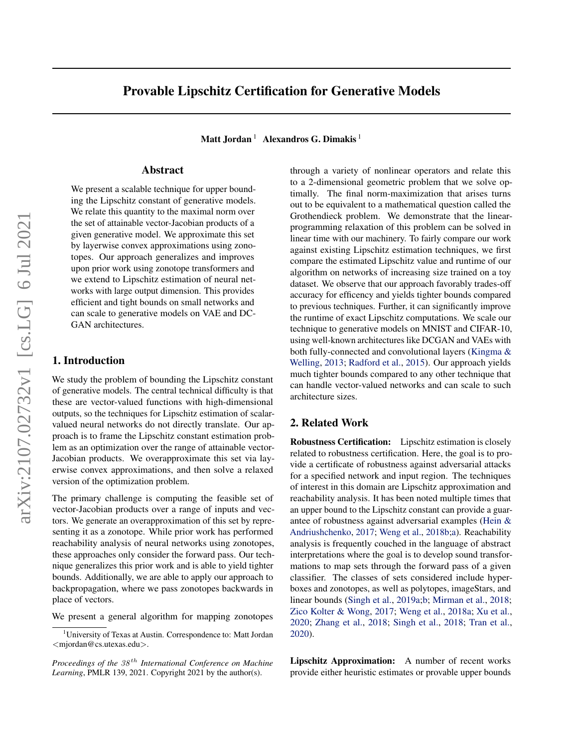# Provable Lipschitz Certification for Generative Models

**Matt Jordan** [1] **Alexandros G. Dimakis** [1]

## Abstract

We present a scalable technique for upper bounding the Lipschitz constant of generative models. We relate this quantity to the maximal norm over the set of attainable vector-Jacobian products of a given generative model. We approximate this set by layerwise convex approximations using zonotopes. Our approach generalizes and improves upon prior work using zonotope transformers and we extend to Lipschitz estimation of neural networks with large output dimension. This provides efficient and tight bounds on small networks and can scale to generative models on VAE and DCGAN architectures.

## 1. Introduction

We study the problem of bounding the Lipschitz constant of generative models. The central technical difficulty is that these are vector-valued functions with high-dimensional outputs, so the techniques for Lipschitz estimation of scalar-valued neural networks do not directly translate. Our approach is to frame the Lipschitz constant estimation problem as an optimization over the range of attainable vector-Jacobian products. We overapproximate this set via layerwise convex approximations, and then solve a relaxed version of the optimization problem.

The primary challenge is computing the feasible set of vector-Jacobian products over a range of inputs and vectors. We generate an overapproximation of this set by representing it as a zonotope. While prior work has performed reachability analysis of neural networks using zonotopes, these approaches only consider the forward pass. Our technique generalizes this prior work and is able to yield tighter bounds. Additionally, we are able to apply our approach to backpropagation, where we pass zonotopes backwards in place of vectors.

We present a general algorithm for mapping zonotopes through a variety of nonlinear operators and relate this to a 2-dimensional geometric problem that we solve optimally. The final norm-maximization that arises turns out to be equivalent to a mathematical question called the Grothendieck problem. We demonstrate that the linear-programming relaxation of this problem can be solved in linear time with our machinery. To fairly compare our work against existing Lipschitz estimation techniques, we first compare the estimated Lipschitz value and runtime of our algorithm on networks of increasing size trained on a toy dataset. We observe that our approach favorably trades-off accuracy for efficency and yields tighter bounds compared to previous techniques. Further, it can significantly improve the runtime of exact Lipschitz computations. We scale our technique to generative models on MNIST and CIFAR-10, using well-known architectures like DCGAN and VAEs with both fully-connected and convolutional layers (Kingma & Welling, 2013; Radford et al., 2015). Our approach yields much tighter bounds compared to any other technique that can handle vector-valued networks and can scale to such architecture sizes.

## 2. Related Work

**Robustness Certification:** Lipschitz estimation is closely related to robustness certification. Here, the goal is to provide a certificate of robustness against adversarial attacks for a specified network and input region. The techniques of interest in this domain are Lipschitz approximation and reachability analysis. It has been noted multiple times that an upper bound to the Lipschitz constant can provide a guarantee of robustness against adversarial examples (Hein & Andriushchenko, 2017; Weng et al., 2018b;a). Reachability analysis is frequently couched in the language of abstract interpretations where the goal is to develop sound transformations to map sets through the forward pass of a given classifier. The classes of sets considered include hyperboxes and zonotopes, as well as polytopes, imageStars, and linear bounds (Singh et al., 2019a;b; Mirman et al., 2018; Zico Kolter & Wong, 2017; Weng et al., 2018a; Xu et al., 2020; Zhang et al., 2018; Singh et al., 2018; Tran et al., 2020).

**Lipschitz Approximation:** A number of recent works provide either heuristic estimates or provable upper bounds

---

[1] University of Texas at Austin. Correspondence to: Matt Jordan <mjordan@cs.utexas.edu>.

*Proceedings of the 38th International Conference on Machine Learning*, PMLR 139, 2021. Copyright 2021 by the author(s).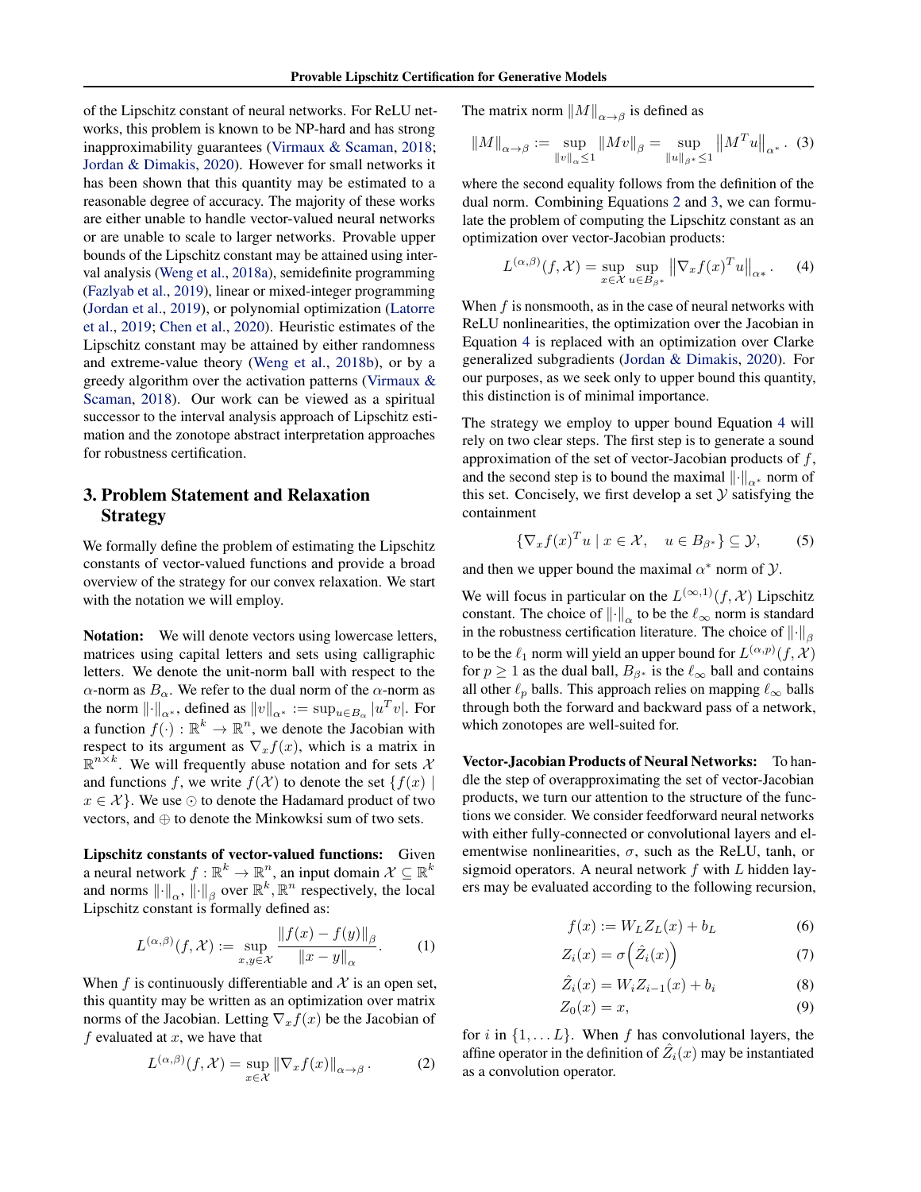of the Lipschitz constant of neural networks. For ReLU networks, this problem is known to be NP-hard and has strong inapproximability guarantees (Virmaux & Scaman, 2018; Jordan & Dimakis, 2020). However for small networks it has been shown that this quantity may be estimated to a reasonable degree of accuracy. The majority of these works are either unable to handle vector-valued neural networks or are unable to scale to larger networks. Provable upper bounds of the Lipschitz constant may be attained using interval analysis (Weng et al., 2018a), semidefinite programming (Fazlyab et al., 2019), linear or mixed-integer programming (Jordan et al., 2019), or polynomial optimization (Latorre et al., 2019; Chen et al., 2020). Heuristic estimates of the Lipschitz constant may be attained by either randomness and extreme-value theory (Weng et al., 2018b), or by a greedy algorithm over the activation patterns (Virmaux & Scaman, 2018). Our work can be viewed as a spiritual successor to the interval analysis approach of Lipschitz estimation and the zonotope abstract interpretation approaches for robustness certification.

## 3. Problem Statement and Relaxation Strategy

We formally define the problem of estimating the Lipschitz constants of vector-valued functions and provide a broad overview of the strategy for our convex relaxation. We start with the notation we will employ.

**Notation:** We will denote vectors using lowercase letters, matrices using capital letters and sets using calligraphic letters. We denote the unit-norm ball with respect to the $\alpha$-norm as $B_\alpha$. We refer to the dual norm of the $\alpha$-norm as the norm $\|\cdot\|_{\alpha^*}$, defined as $\|v\|_{\alpha^*} := \sup_{u \in B_\alpha} |u^T v|$. For a function $f(\cdot) : \mathbb{R}^k \to \mathbb{R}^n$, we denote the Jacobian with respect to its argument as $\nabla_x f(x)$, which is a matrix in $\mathbb{R}^{n \times k}$. We will frequently abuse notation and for sets $\mathcal{X}$ and functions $f$, we write $f(\mathcal{X})$ to denote the set $\{f(x) \mid x \in \mathcal{X}\}$. We use $\odot$ to denote the Hadamard product of two vectors, and $\oplus$ to denote the Minkowksi sum of two sets.

**Lipschitz constants of vector-valued functions:** Given a neural network $f : \mathbb{R}^k \to \mathbb{R}^n$, an input domain $\mathcal{X} \subseteq \mathbb{R}^k$ and norms $\|\cdot\|_\alpha$, $\|\cdot\|_\beta$ over $\mathbb{R}^k, \mathbb{R}^n$ respectively, the local Lipschitz constant is formally defined as:

$$L^{(\alpha,\beta)}(f, \mathcal{X}) := \sup_{x,y \in \mathcal{X}} \frac{\|f(x) - f(y)\|_\beta}{\|x - y\|_\alpha}. \tag{1}$$

When $f$ is continuously differentiable and $\mathcal{X}$ is an open set, this quantity may be written as an optimization over matrix norms of the Jacobian. Letting $\nabla_x f(x)$ be the Jacobian of $f$ evaluated at $x$, we have that

$$L^{(\alpha,\beta)}(f, \mathcal{X}) = \sup_{x \in \mathcal{X}} \|\nabla_x f(x)\|_{\alpha \to \beta}. \tag{2}$$

The matrix norm $\|M\|_{\alpha \to \beta}$ is defined as

$$\|M\|_{\alpha \to \beta} := \sup_{\|v\|_\alpha \le 1} \|Mv\|_\beta = \sup_{\|u\|_{\beta^*} \le 1} \left\|M^T u\right\|_{\alpha^*}. \tag{3}$$

where the second equality follows from the definition of the dual norm. Combining Equations 2 and 3, we can formulate the problem of computing the Lipschitz constant as an optimization over vector-Jacobian products:

$$L^{(\alpha,\beta)}(f, \mathcal{X}) = \sup_{x \in \mathcal{X}} \sup_{u \in B_{\beta^*}} \left\|\nabla_x f(x)^T u\right\|_{\alpha^*}. \tag{4}$$

When $f$ is nonsmooth, as in the case of neural networks with ReLU nonlinearities, the optimization over the Jacobian in Equation 4 is replaced with an optimization over Clarke generalized subgradients (Jordan & Dimakis, 2020). For our purposes, as we seek only to upper bound this quantity, this distinction is of minimal importance.

The strategy we employ to upper bound Equation 4 will rely on two clear steps. The first step is to generate a sound approximation of the set of vector-Jacobian products of $f$, and the second step is to bound the maximal $\|\cdot\|_{\alpha^*}$ norm of this set. Concisely, we first develop a set $\mathcal{Y}$ satisfying the containment

$$\{\nabla_x f(x)^T u \mid x \in \mathcal{X}, \quad u \in B_{\beta^*}\} \subseteq \mathcal{Y}, \tag{5}$$

and then we upper bound the maximal $\alpha^*$ norm of $\mathcal{Y}$.

We will focus in particular on the $L^{(\infty,1)}(f, \mathcal{X})$ Lipschitz constant. The choice of $\|\cdot\|_\alpha$ to be the $\ell_\infty$ norm is standard in the robustness certification literature. The choice of $\|\cdot\|_\beta$ to be the $\ell_1$ norm will yield an upper bound for $L^{(\alpha,p)}(f, \mathcal{X})$ for $p \ge 1$ as the dual ball, $B_{\beta^*}$ is the $\ell_\infty$ ball and contains all other $\ell_p$ balls. This approach relies on mapping $\ell_\infty$ balls through both the forward and backward pass of a network, which zonotopes are well-suited for.

**Vector-Jacobian Products of Neural Networks:** To handle the step of overapproximating the set of vector-Jacobian products, we turn our attention to the structure of the functions we consider. We consider feedforward neural networks with either fully-connected or convolutional layers and elementwise nonlinearities, $\sigma$, such as the ReLU, tanh, or sigmoid operators. A neural network $f$ with $L$ hidden layers may be evaluated according to the following recursion,

$$f(x) := W_L Z_L(x) + b_L \tag{6}$$

$$Z_i(x) = \sigma\left(\hat{Z}_i(x)\right) \tag{7}$$

$$\hat{Z}_i(x) = W_i Z_{i-1}(x) + b_i \tag{8}$$

$$Z_0(x) = x, \tag{9}$$

for $i$ in $\{1, \ldots L\}$. When $f$ has convolutional layers, the affine operator in the definition of $\hat{Z}_i(x)$ may be instantiated as a convolution operator.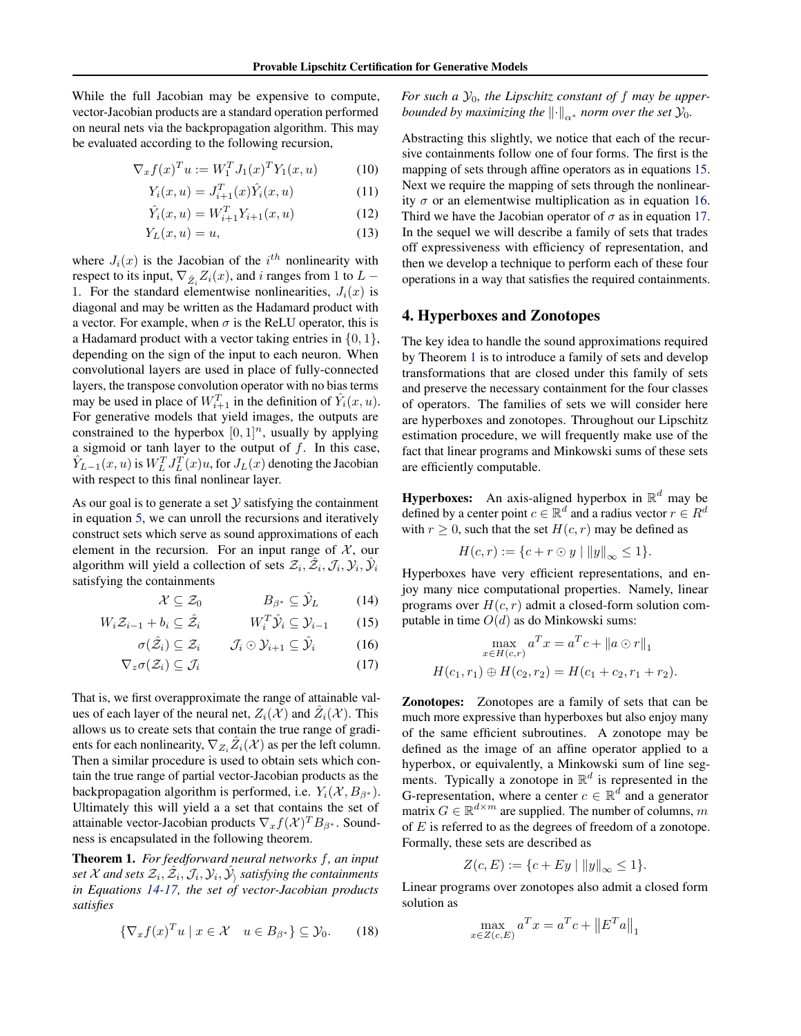While the full Jacobian may be expensive to compute, vector-Jacobian products are a standard operation performed on neural nets via the backpropagation algorithm. This may be evaluated according to the following recursion,

$$\nabla_x f(x)^T u := W_1^T J_1(x)^T Y_1(x, u) \tag{10}$$

$$Y_i(x, u) = J_{i+1}^T(x) \hat{Y}_i(x, u) \tag{11}$$

$$\hat{Y}_i(x, u) = W_{i+1}^T Y_{i+1}(x, u) \tag{12}$$

$$Y_L(x, u) = u, \tag{13}$$

where $J_i(x)$ is the Jacobian of the $i^{th}$ nonlinearity with respect to its input, $\nabla_{\hat{Z}_i} Z_i(x)$, and $i$ ranges from $1$ to $L - 1$. For the standard elementwise nonlinearities, $J_i(x)$ is diagonal and may be written as the Hadamard product with a vector. For example, when $\sigma$ is the ReLU operator, this is a Hadamard product with a vector taking entries in $\{0, 1\}$, depending on the sign of the input to each neuron. When convolutional layers are used in place of fully-connected layers, the transpose convolution operator with no bias terms may be used in place of $W_{i+1}^T$ in the definition of $\hat{Y}_i(x, u)$. For generative models that yield images, the outputs are constrained to the hyperbox $[0, 1]^n$, usually by applying a sigmoid or tanh layer to the output of $f$. In this case, $\hat{Y}_{L-1}(x, u)$ is $W_L^T J_L^T(x) u$, for $J_L(x)$ denoting the Jacobian with respect to this final nonlinear layer.

As our goal is to generate a set $\mathcal{Y}$ satisfying the containment in equation 5, we can unroll the recursions and iteratively construct sets which serve as sound approximations of each element in the recursion. For an input range of $\mathcal{X}$, our algorithm will yield a collection of sets $\mathcal{Z}_i, \hat{\mathcal{Z}}_i, \mathcal{J}_i, \mathcal{Y}_i, \hat{\mathcal{Y}}_i$ satisfying the containments

$$\mathcal{X} \subseteq \mathcal{Z}_0 \qquad B_{\beta^*} \subseteq \hat{\mathcal{Y}}_L \tag{14}$$

$$W_i \mathcal{Z}_{i-1} + b_i \subseteq \hat{\mathcal{Z}}_i \qquad W_i^T \hat{\mathcal{Y}}_i \subseteq \mathcal{Y}_{i-1} \tag{15}$$

$$\sigma(\hat{\mathcal{Z}}_i) \subseteq \mathcal{Z}_i \qquad \mathcal{J}_i \odot \mathcal{Y}_{i+1} \subseteq \hat{\mathcal{Y}}_i \tag{16}$$

$$\nabla_z \sigma(\mathcal{Z}_i) \subseteq \mathcal{J}_i \tag{17}$$

That is, we first overapproximate the range of attainable values of each layer of the neural net, $Z_i(\mathcal{X})$ and $\hat{Z}_i(\mathcal{X})$. This allows us to create sets that contain the true range of gradients for each nonlinearity, $\nabla_{Z_i} \hat{Z}_i(\mathcal{X})$ as per the left column. Then a similar procedure is used to obtain sets which contain the true range of partial vector-Jacobian products as the backpropagation algorithm is performed, i.e. $Y_i(\mathcal{X}, B_{\beta^*})$. Ultimately this will yield a a set that contains the set of attainable vector-Jacobian products $\nabla_x f(\mathcal{X})^T B_{\beta^*}$. Soundness is encapsulated in the following theorem.

**Theorem 1.** *For feedforward neural networks $f$, an input set $\mathcal{X}$ and sets $\mathcal{Z}_i, \hat{\mathcal{Z}}_i, \mathcal{J}_i, \mathcal{Y}_i, \hat{\mathcal{Y}}_i$ satisfying the containments in Equations 14-17, the set of vector-Jacobian products satisfies*

$$\{\nabla_x f(x)^T u \mid x \in \mathcal{X} \quad u \in B_{\beta^*}\} \subseteq \mathcal{Y}_0. \tag{18}$$

*For such a $\mathcal{Y}_0$, the Lipschitz constant of $f$ may be upper-bounded by maximizing the $\|\cdot\|_{\alpha^*}$ norm over the set $\mathcal{Y}_0$.*

Abstracting this slightly, we notice that each of the recursive containments follow one of four forms. The first is the mapping of sets through affine operators as in equations 15. Next we require the mapping of sets through the nonlinearity $\sigma$ or an elementwise multiplication as in equation 16. Third we have the Jacobian operator of $\sigma$ as in equation 17. In the sequel we will describe a family of sets that trades off expressiveness with efficiency of representation, and then we develop a technique to perform each of these four operations in a way that satisfies the required containments.

## 4. Hyperboxes and Zonotopes

The key idea to handle the sound approximations required by Theorem 1 is to introduce a family of sets and develop transformations that are closed under this family of sets and preserve the necessary containment for the four classes of operators. The families of sets we will consider here are hyperboxes and zonotopes. Throughout our Lipschitz estimation procedure, we will frequently make use of the fact that linear programs and Minkowski sums of these sets are efficiently computable.

**Hyperboxes:** An axis-aligned hyperbox in $\mathbb{R}^d$ may be defined by a center point $c \in \mathbb{R}^d$ and a radius vector $r \in R^d$ with $r \geq 0$, such that the set $H(c, r)$ may be defined as

$$H(c, r) := \{c + r \odot y \mid \|y\|_\infty \leq 1\}.$$

Hyperboxes have very efficient representations, and enjoy many nice computational properties. Namely, linear programs over $H(c, r)$ admit a closed-form solution computable in time $O(d)$ as do Minkowski sums:

$$\max_{x \in H(c,r)} a^T x = a^T c + \|a \odot r\|_1$$

$$H(c_1, r_1) \oplus H(c_2, r_2) = H(c_1 + c_2, r_1 + r_2).$$

**Zonotopes:** Zonotopes are a family of sets that can be much more expressive than hyperboxes but also enjoy many of the same efficient subroutines. A zonotope may be defined as the image of an affine operator applied to a hyperbox, or equivalently, a Minkowski sum of line segments. Typically a zonotope in $\mathbb{R}^d$ is represented in the G-representation, where a center $c \in \mathbb{R}^d$ and a generator matrix $G \in \mathbb{R}^{d \times m}$ are supplied. The number of columns, $m$ of $E$ is referred to as the degrees of freedom of a zonotope. Formally, these sets are described as

$$Z(c, E) := \{c + Ey \mid \|y\|_\infty \leq 1\}.$$

Linear programs over zonotopes also admit a closed form solution as

$$\max_{x \in Z(c,E)} a^T x = a^T c + \left\|E^T a\right\|_1$$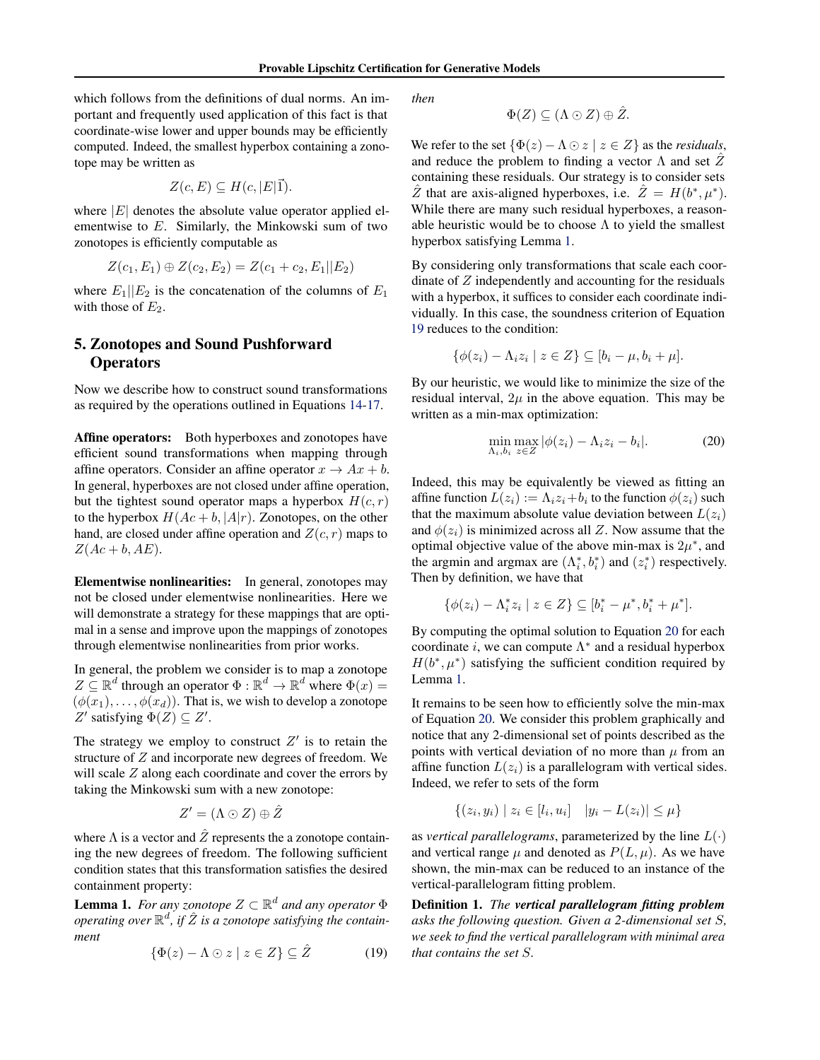which follows from the definitions of dual norms. An important and frequently used application of this fact is that coordinate-wise lower and upper bounds may be efficiently computed. Indeed, the smallest hyperbox containing a zonotope may be written as

$$Z(c, E) \subseteq H(c, |E|\vec{1}).$$

where $|E|$ denotes the absolute value operator applied elementwise to $E$. Similarly, the Minkowski sum of two zonotopes is efficiently computable as

$$Z(c_1, E_1) \oplus Z(c_2, E_2) = Z(c_1 + c_2, E_1||E_2)$$

where $E_1||E_2$ is the concatenation of the columns of $E_1$ with those of $E_2$.

## 5. Zonotopes and Sound Pushforward Operators

Now we describe how to construct sound transformations as required by the operations outlined in Equations 14-17.

**Affine operators:** Both hyperboxes and zonotopes have efficient sound transformations when mapping through affine operators. Consider an affine operator $x \rightarrow Ax + b$. In general, hyperboxes are not closed under affine operation, but the tightest sound operator maps a hyperbox $H(c, r)$ to the hyperbox $H(Ac + b, |A|r)$. Zonotopes, on the other hand, are closed under affine operation and $Z(c, r)$ maps to $Z(Ac + b, AE)$.

**Elementwise nonlinearities:** In general, zonotopes may not be closed under elementwise nonlinearities. Here we will demonstrate a strategy for these mappings that are optimal in a sense and improve upon the mappings of zonotopes through elementwise nonlinearities from prior works.

In general, the problem we consider is to map a zonotope $Z \subseteq \mathbb{R}^d$ through an operator $\Phi : \mathbb{R}^d \rightarrow \mathbb{R}^d$ where $\Phi(x) = (\phi(x_1), \ldots, \phi(x_d))$. That is, we wish to develop a zonotope $Z'$ satisfying $\Phi(Z) \subseteq Z'$.

The strategy we employ to construct $Z'$ is to retain the structure of $Z$ and incorporate new degrees of freedom. We will scale $Z$ along each coordinate and cover the errors by taking the Minkowski sum with a new zonotope:

$$Z' = (\Lambda \odot Z) \oplus \hat{Z}$$

where $\Lambda$ is a vector and $\hat{Z}$ represents the a zonotope containing the new degrees of freedom. The following sufficient condition states that this transformation satisfies the desired containment property:

**Lemma 1.** *For any zonotope $Z \subset \mathbb{R}^d$ and any operator $\Phi$ operating over $\mathbb{R}^d$, if $\hat{Z}$ is a zonotope satisfying the containment*

$$\{\Phi(z) - \Lambda \odot z \mid z \in Z\} \subseteq \hat{Z} \tag{19}$$

*then*

$$\Phi(Z) \subseteq (\Lambda \odot Z) \oplus \hat{Z}.$$

We refer to the set $\{\Phi(z) - \Lambda \odot z \mid z \in Z\}$ as the *residuals*, and reduce the problem to finding a vector $\Lambda$ and set $\hat{Z}$ containing these residuals. Our strategy is to consider sets $\hat{Z}$ that are axis-aligned hyperboxes, i.e. $\hat{Z} = H(b^*, \mu^*)$. While there are many such residual hyperboxes, a reasonable heuristic would be to choose $\Lambda$ to yield the smallest hyperbox satisfying Lemma 1.

By considering only transformations that scale each coordinate of $Z$ independently and accounting for the residuals with a hyperbox, it suffices to consider each coordinate individually. In this case, the soundness criterion of Equation 19 reduces to the condition:

$$\{\phi(z_i) - \Lambda_i z_i \mid z \in Z\} \subseteq [b_i - \mu, b_i + \mu].$$

By our heuristic, we would like to minimize the size of the residual interval, $2\mu$ in the above equation. This may be written as a min-max optimization:

$$\min_{\Lambda_i, b_i} \max_{z \in Z} |\phi(z_i) - \Lambda_i z_i - b_i|. \tag{20}$$

Indeed, this may be equivalently be viewed as fitting an affine function $L(z_i) := \Lambda_i z_i + b_i$ to the function $\phi(z_i)$ such that the maximum absolute value deviation between $L(z_i)$ and $\phi(z_i)$ is minimized across all $Z$. Now assume that the optimal objective value of the above min-max is $2\mu^*$, and the argmin and argmax are $(\Lambda_i^*, b_i^*)$ and $(z_i^*)$ respectively. Then by definition, we have that

$$\{\phi(z_i) - \Lambda_i^* z_i \mid z \in Z\} \subseteq [b_i^* - \mu^*, b_i^* + \mu^*].$$

By computing the optimal solution to Equation 20 for each coordinate $i$, we can compute $\Lambda^*$ and a residual hyperbox $H(b^*, \mu^*)$ satisfying the sufficient condition required by Lemma 1.

It remains to be seen how to efficiently solve the min-max of Equation 20. We consider this problem graphically and notice that any 2-dimensional set of points described as the points with vertical deviation of no more than $\mu$ from an affine function $L(z_i)$ is a parallelogram with vertical sides. Indeed, we refer to sets of the form

$$\{(z_i, y_i) \mid z_i \in [l_i, u_i] \quad |y_i - L(z_i)| \leq \mu\}$$

as *vertical parallelograms*, parameterized by the line $L(\cdot)$ and vertical range $\mu$ and denoted as $P(L, \mu)$. As we have shown, the min-max can be reduced to an instance of the vertical-parallelogram fitting problem.

**Definition 1.** *The* ***vertical parallelogram fitting problem*** *asks the following question. Given a 2-dimensional set $S$, we seek to find the vertical parallelogram with minimal area that contains the set $S$.*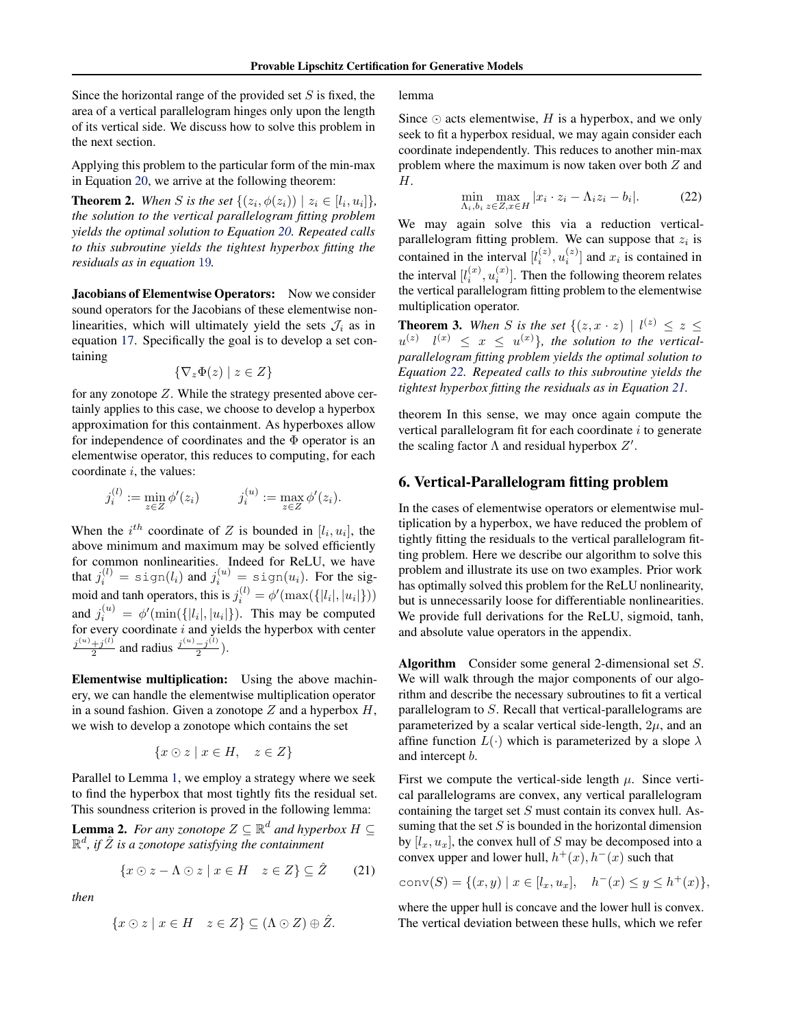Since the horizontal range of the provided set $S$ is fixed, the area of a vertical parallelogram hinges only upon the length of its vertical side. We discuss how to solve this problem in the next section.

Applying this problem to the particular form of the min-max in Equation 20, we arrive at the following theorem:

**Theorem 2.** *When $S$ is the set $\{(z_i, \phi(z_i)) \mid z_i \in [l_i, u_i]\}$, the solution to the vertical parallelogram fitting problem yields the optimal solution to Equation 20. Repeated calls to this subroutine yields the tightest hyperbox fitting the residuals as in equation 19.*

**Jacobians of Elementwise Operators:** Now we consider sound operators for the Jacobians of these elementwise nonlinearities, which will ultimately yield the sets $\mathcal{J}_i$ as in equation 17. Specifically the goal is to develop a set containing

$$\{\nabla_z \Phi(z) \mid z \in Z\}$$

for any zonotope $Z$. While the strategy presented above certainly applies to this case, we choose to develop a hyperbox approximation for this containment. As hyperboxes allow for independence of coordinates and the $\Phi$ operator is an elementwise operator, this reduces to computing, for each coordinate $i$, the values:

$$j_i^{(l)} := \min_{z \in Z} \phi'(z_i) \qquad j_i^{(u)} := \max_{z \in Z} \phi'(z_i).$$

When the $i^{th}$ coordinate of $Z$ is bounded in $[l_i, u_i]$, the above minimum and maximum may be solved efficiently for common nonlinearities. Indeed for ReLU, we have that $j_i^{(l)} = \texttt{sign}(l_i)$ and $j_i^{(u)} = \texttt{sign}(u_i)$. For the sigmoid and tanh operators, this is $j_i^{(l)} = \phi'(\max(\{|l_i|, |u_i|\}))$ and $j_i^{(u)} = \phi'(\min(\{|l_i|, |u_i|\})$. This may be computed for every coordinate $i$ and yields the hyperbox with center $\frac{j^{(u)}+j^{(l)}}{2}$ and radius $\frac{j^{(u)}-j^{(l)}}{2}$).

**Elementwise multiplication:** Using the above machinery, we can handle the elementwise multiplication operator in a sound fashion. Given a zonotope $Z$ and a hyperbox $H$, we wish to develop a zonotope which contains the set

$$\{x \odot z \mid x \in H, \quad z \in Z\}$$

Parallel to Lemma 1, we employ a strategy where we seek to find the hyperbox that most tightly fits the residual set. This soundness criterion is proved in the following lemma:

**Lemma 2.** *For any zonotope $Z \subseteq \mathbb{R}^d$ and hyperbox $H \subseteq \mathbb{R}^d$, if $\hat{Z}$ is a zonotope satisfying the containment*

$$\{x \odot z - \Lambda \odot z \mid x \in H \quad z \in Z\} \subseteq \hat{Z} \tag{21}$$

*then*

$$\{x \odot z \mid x \in H \quad z \in Z\} \subseteq (\Lambda \odot Z) \oplus \hat{Z}.$$

lemma

Since $\odot$ acts elementwise, $H$ is a hyperbox, and we only seek to fit a hyperbox residual, we may again consider each coordinate independently. This reduces to another min-max problem where the maximum is now taken over both $Z$ and $H$.

$$\min_{\Lambda_i, b_i} \max_{z \in Z, x \in H} |x_i \cdot z_i - \Lambda_i z_i - b_i|. \tag{22}$$

We may again solve this via a reduction vertical-parallelogram fitting problem. We can suppose that $z_i$ is contained in the interval $[l_i^{(z)}, u_i^{(z)}]$ and $x_i$ is contained in the interval $[l_i^{(x)}, u_i^{(x)}]$. Then the following theorem relates the vertical parallelogram fitting problem to the elementwise multiplication operator.

**Theorem 3.** *When $S$ is the set $\{(z, x \cdot z) \mid l^{(z)} \leq z \leq u^{(z)} \quad l^{(x)} \leq x \leq u^{(x)}\}$, the solution to the vertical-parallelogram fitting problem yields the optimal solution to Equation 22. Repeated calls to this subroutine yields the tightest hyperbox fitting the residuals as in Equation 21.*

theorem In this sense, we may once again compute the vertical parallelogram fit for each coordinate $i$ to generate the scaling factor $\Lambda$ and residual hyperbox $Z'$.

## 6. Vertical-Parallelogram fitting problem

In the cases of elementwise operators or elementwise multiplication by a hyperbox, we have reduced the problem of tightly fitting the residuals to the vertical parallelogram fitting problem. Here we describe our algorithm to solve this problem and illustrate its use on two examples. Prior work has optimally solved this problem for the ReLU nonlinearity, but is unnecessarily loose for differentiable nonlinearities. We provide full derivations for the ReLU, sigmoid, tanh, and absolute value operators in the appendix.

**Algorithm** Consider some general 2-dimensional set $S$. We will walk through the major components of our algorithm and describe the necessary subroutines to fit a vertical parallelogram to $S$. Recall that vertical-parallelograms are parameterized by a scalar vertical side-length, $2\mu$, and an affine function $L(\cdot)$ which is parameterized by a slope $\lambda$ and intercept $b$.

First we compute the vertical-side length $\mu$. Since vertical parallelograms are convex, any vertical parallelogram containing the target set $S$ must contain its convex hull. Assuming that the set $S$ is bounded in the horizontal dimension by $[l_x, u_x]$, the convex hull of $S$ may be decomposed into a convex upper and lower hull, $h^+(x), h^-(x)$ such that

$$\texttt{conv}(S) = \{(x, y) \mid x \in [l_x, u_x], \quad h^-(x) \leq y \leq h^+(x)\},$$

where the upper hull is concave and the lower hull is convex. The vertical deviation between these hulls, which we refer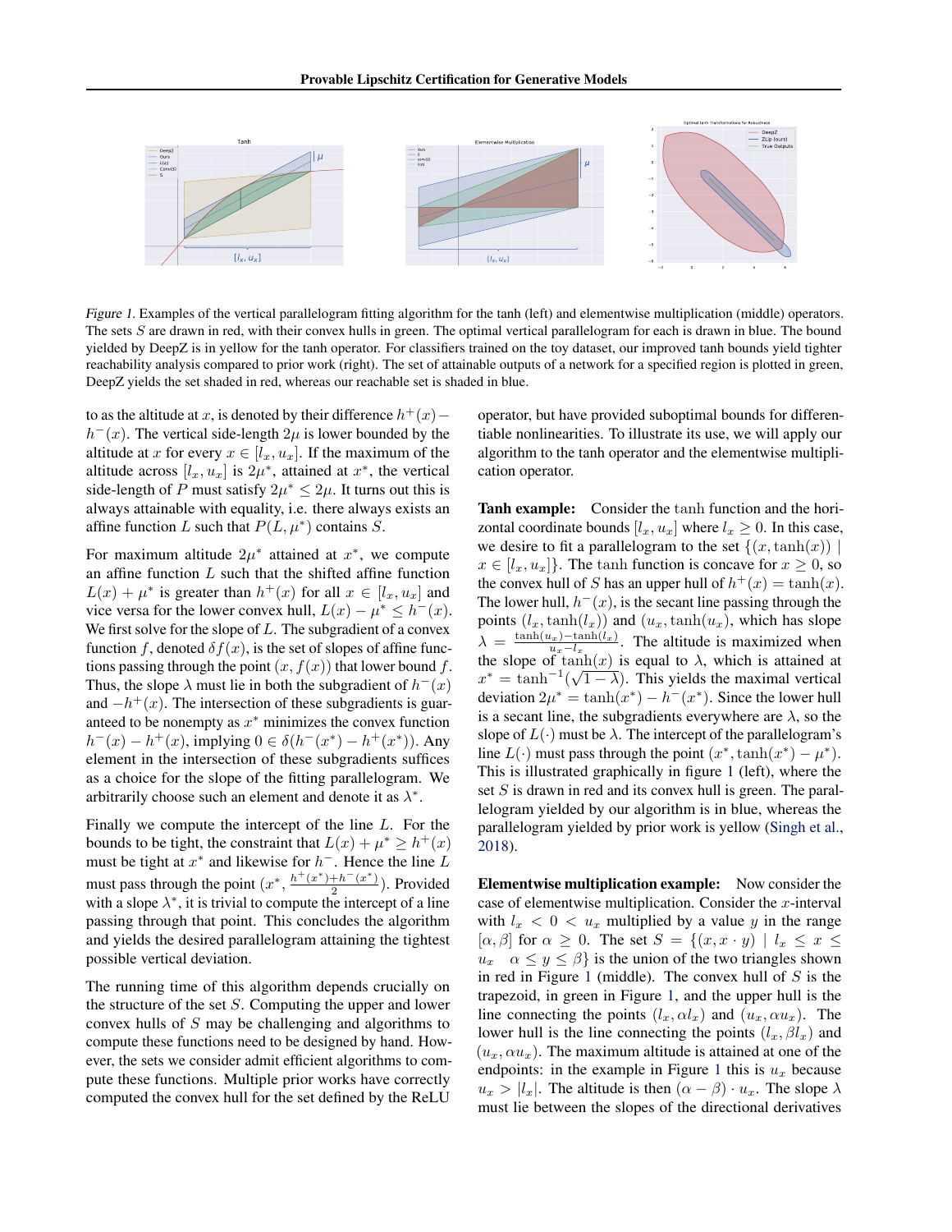*Figure 1.* Examples of the vertical parallelogram fitting algorithm for the tanh (left) and elementwise multiplication (middle) operators. The sets $S$ are drawn in red, with their convex hulls in green. The optimal vertical parallelogram for each is drawn in blue. The bound yielded by DeepZ is in yellow for the tanh operator. For classifiers trained on the toy dataset, our improved tanh bounds yield tighter reachability analysis compared to prior work (right). The set of attainable outputs of a network for a specified region is plotted in green, DeepZ yields the set shaded in red, whereas our reachable set is shaded in blue.

to as the altitude at $x$, is denoted by their difference $h^+(x) - h^-(x)$. The vertical side-length $2\mu$ is lower bounded by the altitude at $x$ for every $x \in [l_x, u_x]$. If the maximum of the altitude across $[l_x, u_x]$ is $2\mu^*$, attained at $x^*$, the vertical side-length of $P$ must satisfy $2\mu^* \leq 2\mu$. It turns out this is always attainable with equality, i.e. there always exists an affine function $L$ such that $P(L, \mu^*)$ contains $S$.

For maximum altitude $2\mu^*$ attained at $x^*$, we compute an affine function $L$ such that the shifted affine function $L(x) + \mu^*$ is greater than $h^+(x)$ for all $x \in [l_x, u_x]$ and vice versa for the lower convex hull, $L(x) - \mu^* \leq h^-(x)$. We first solve for the slope of $L$. The subgradient of a convex function $f$, denoted $\delta f(x)$, is the set of slopes of affine functions passing through the point $(x, f(x))$ that lower bound $f$. Thus, the slope $\lambda$ must lie in both the subgradient of $h^-(x)$ and $-h^+(x)$. The intersection of these subgradients is guaranteed to be nonempty as $x^*$ minimizes the convex function $h^-(x) - h^+(x)$, implying $0 \in \delta(h^-(x^*) - h^+(x^*))$. Any element in the intersection of these subgradients suffices as a choice for the slope of the fitting parallelogram. We arbitrarily choose such an element and denote it as $\lambda^*$.

Finally we compute the intercept of the line $L$. For the bounds to be tight, the constraint that $L(x) + \mu^* \geq h^+(x)$ must be tight at $x^*$ and likewise for $h^-$. Hence the line $L$ must pass through the point $(x^*, \frac{h^+(x^*)+h^-(x^*)}{2})$. Provided with a slope $\lambda^*$, it is trivial to compute the intercept of a line passing through that point. This concludes the algorithm and yields the desired parallelogram attaining the tightest possible vertical deviation.

The running time of this algorithm depends crucially on the structure of the set $S$. Computing the upper and lower convex hulls of $S$ may be challenging and algorithms to compute these functions need to be designed by hand. However, the sets we consider admit efficient algorithms to compute these functions. Multiple prior works have correctly computed the convex hull for the set defined by the ReLU operator, but have provided suboptimal bounds for differentiable nonlinearities. To illustrate its use, we will apply our algorithm to the tanh operator and the elementwise multiplication operator.

**Tanh example:** Consider the $\tanh$ function and the horizontal coordinate bounds $[l_x, u_x]$ where $l_x \geq 0$. In this case, we desire to fit a parallelogram to the set $\{(x, \tanh(x)) \mid x \in [l_x, u_x]\}$. The $\tanh$ function is concave for $x \geq 0$, so the convex hull of $S$ has an upper hull of $h^+(x) = \tanh(x)$. The lower hull, $h^-(x)$, is the secant line passing through the points $(l_x, \tanh(l_x))$ and $(u_x, \tanh(u_x))$, which has slope $\lambda = \frac{\tanh(u_x) - \tanh(l_x)}{u_x - l_x}$. The altitude is maximized when the slope of $\tanh(x)$ is equal to $\lambda$, which is attained at $x^* = \tanh^{-1}(\sqrt{1-\lambda})$. This yields the maximal vertical deviation $2\mu^* = \tanh(x^*) - h^-(x^*)$. Since the lower hull is a secant line, the subgradients everywhere are $\lambda$, so the slope of $L(\cdot)$ must be $\lambda$. The intercept of the parallelogram's line $L(\cdot)$ must pass through the point $(x^*, \tanh(x^*) - \mu^*)$. This is illustrated graphically in figure 1 (left), where the set $S$ is drawn in red and its convex hull is green. The parallelogram yielded by our algorithm is in blue, whereas the parallelogram yielded by prior work is yellow (Singh et al., 2018).

**Elementwise multiplication example:** Now consider the case of elementwise multiplication. Consider the $x$-interval with $l_x < 0 < u_x$ multiplied by a value $y$ in the range $[\alpha, \beta]$ for $\alpha \geq 0$. The set $S = \{(x, x \cdot y) \mid l_x \leq x \leq u_x \quad \alpha \leq y \leq \beta\}$ is the union of the two triangles shown in red in Figure 1 (middle). The convex hull of $S$ is the trapezoid, in green in Figure 1, and the upper hull is the line connecting the points $(l_x, \alpha l_x)$ and $(u_x, \alpha u_x)$. The lower hull is the line connecting the points $(l_x, \beta l_x)$ and $(u_x, \alpha u_x)$. The maximum altitude is attained at one of the endpoints: in the example in Figure 1 this is $u_x$ because $u_x > |l_x|$. The altitude is then $(\alpha - \beta) \cdot u_x$. The slope $\lambda$ must lie between the slopes of the directional derivatives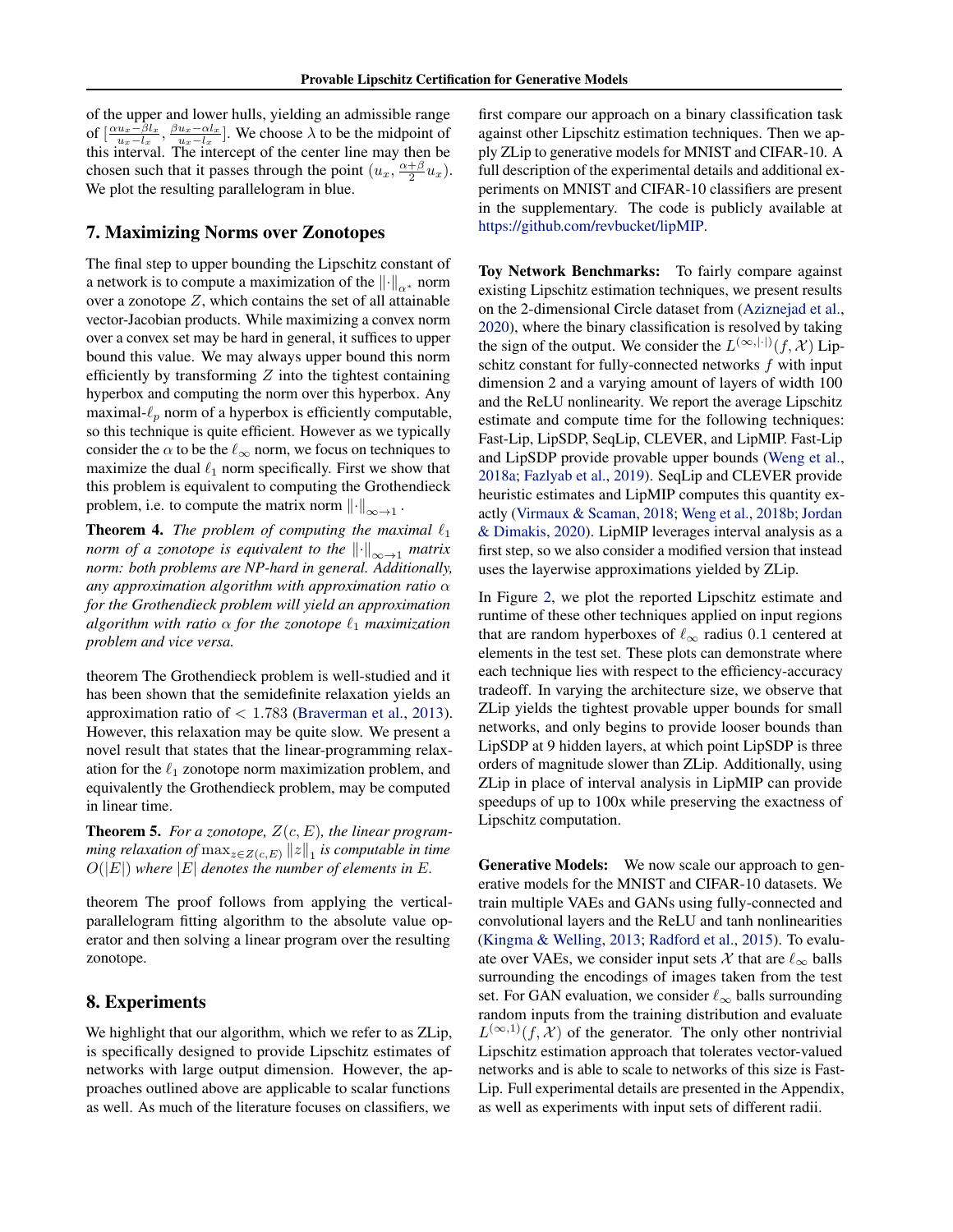of the upper and lower hulls, yielding an admissible range of $[\frac{\alpha u_x - \beta l_x}{u_x - l_x}, \frac{\beta u_x - \alpha l_x}{u_x - l_x}]$. We choose $\lambda$ to be the midpoint of this interval. The intercept of the center line may then be chosen such that it passes through the point $(u_x, \frac{\alpha+\beta}{2} u_x)$. We plot the resulting parallelogram in blue.

## 7. Maximizing Norms over Zonotopes

The final step to upper bounding the Lipschitz constant of a network is to compute a maximization of the $\|\cdot\|_{\alpha^*}$ norm over a zonotope $Z$, which contains the set of all attainable vector-Jacobian products. While maximizing a convex norm over a convex set may be hard in general, it suffices to upper bound this value. We may always upper bound this norm efficiently by transforming $Z$ into the tightest containing hyperbox and computing the norm over this hyperbox. Any maximal-$\ell_p$ norm of a hyperbox is efficiently computable, so this technique is quite efficient. However as we typically consider the $\alpha$ to be the $\ell_\infty$ norm, we focus on techniques to maximize the dual $\ell_1$ norm specifically. First we show that this problem is equivalent to computing the Grothendieck problem, i.e. to compute the matrix norm $\|\cdot\|_{\infty\to 1}$.

**Theorem 4.** *The problem of computing the maximal $\ell_1$ norm of a zonotope is equivalent to the $\|\cdot\|_{\infty\to 1}$ matrix norm: both problems are NP-hard in general. Additionally, any approximation algorithm with approximation ratio $\alpha$ for the Grothendieck problem will yield an approximation algorithm with ratio $\alpha$ for the zonotope $\ell_1$ maximization problem and vice versa.*

theorem The Grothendieck problem is well-studied and it has been shown that the semidefinite relaxation yields an approximation ratio of $< 1.783$ (Braverman et al., 2013). However, this relaxation may be quite slow. We present a novel result that states that the linear-programming relaxation for the $\ell_1$ zonotope norm maximization problem, and equivalently the Grothendieck problem, may be computed in linear time.

**Theorem 5.** *For a zonotope, $Z(c, E)$, the linear programming relaxation of $\max_{z \in Z(c,E)} \|z\|_1$ is computable in time $O(|E|)$ where $|E|$ denotes the number of elements in $E$.*

theorem The proof follows from applying the vertical-parallelogram fitting algorithm to the absolute value operator and then solving a linear program over the resulting zonotope.

## 8. Experiments

We highlight that our algorithm, which we refer to as ZLip, is specifically designed to provide Lipschitz estimates of networks with large output dimension. However, the approaches outlined above are applicable to scalar functions as well. As much of the literature focuses on classifiers, we first compare our approach on a binary classification task against other Lipschitz estimation techniques. Then we apply ZLip to generative models for MNIST and CIFAR-10. A full description of the experimental details and additional experiments on MNIST and CIFAR-10 classifiers are present in the supplementary. The code is publicly available at https://github.com/revbucket/lipMIP.

**Toy Network Benchmarks:** To fairly compare against existing Lipschitz estimation techniques, we present results on the 2-dimensional Circle dataset from (Aziznejad et al., 2020), where the binary classification is resolved by taking the sign of the output. We consider the $L^{(\infty,|\cdot|)}(f, \mathcal{X})$ Lipschitz constant for fully-connected networks $f$ with input dimension 2 and a varying amount of layers of width 100 and the ReLU nonlinearity. We report the average Lipschitz estimate and compute time for the following techniques: Fast-Lip, LipSDP, SeqLip, CLEVER, and LipMIP. Fast-Lip and LipSDP provide provable upper bounds (Weng et al., 2018a; Fazlyab et al., 2019). SeqLip and CLEVER provide heuristic estimates and LipMIP computes this quantity exactly (Virmaux & Scaman, 2018; Weng et al., 2018b; Jordan & Dimakis, 2020). LipMIP leverages interval analysis as a first step, so we also consider a modified version that instead uses the layerwise approximations yielded by ZLip.

In Figure 2, we plot the reported Lipschitz estimate and runtime of these other techniques applied on input regions that are random hyperboxes of $\ell_\infty$ radius $0.1$ centered at elements in the test set. These plots can demonstrate where each technique lies with respect to the efficiency-accuracy tradeoff. In varying the architecture size, we observe that ZLip yields the tightest provable upper bounds for small networks, and only begins to provide looser bounds than LipSDP at 9 hidden layers, at which point LipSDP is three orders of magnitude slower than ZLip. Additionally, using ZLip in place of interval analysis in LipMIP can provide speedups of up to 100x while preserving the exactness of Lipschitz computation.

**Generative Models:** We now scale our approach to generative models for the MNIST and CIFAR-10 datasets. We train multiple VAEs and GANs using fully-connected and convolutional layers and the ReLU and tanh nonlinearities (Kingma & Welling, 2013; Radford et al., 2015). To evaluate over VAEs, we consider input sets $\mathcal{X}$ that are $\ell_\infty$ balls surrounding the encodings of images taken from the test set. For GAN evaluation, we consider $\ell_\infty$ balls surrounding random inputs from the training distribution and evaluate $L^{(\infty,1)}(f, \mathcal{X})$ of the generator. The only other nontrivial Lipschitz estimation approach that tolerates vector-valued networks and is able to scale to networks of this size is Fast-Lip. Full experimental details are presented in the Appendix, as well as experiments with input sets of different radii.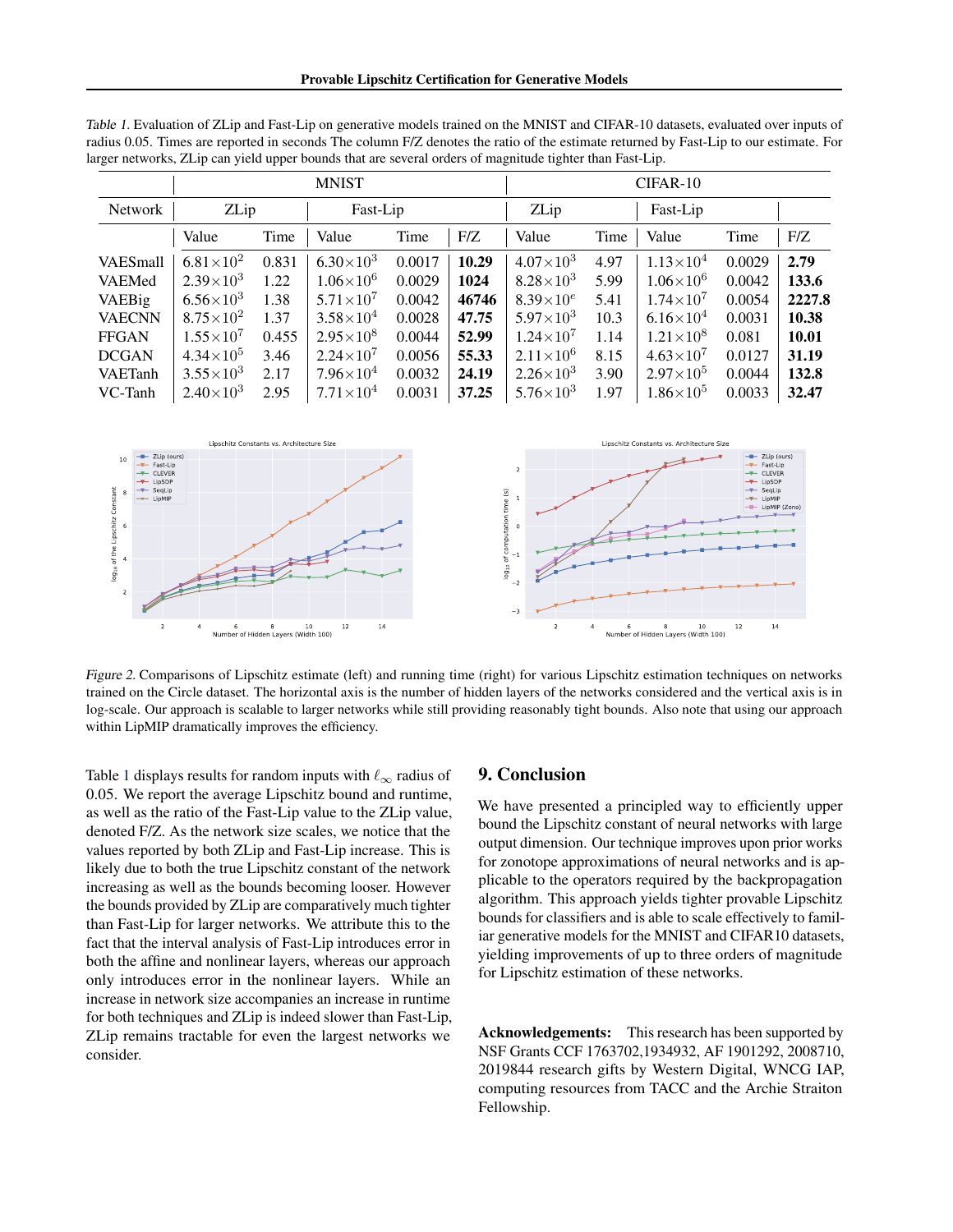Table 1. Evaluation of ZLip and Fast-Lip on generative models trained on the MNIST and CIFAR-10 datasets, evaluated over inputs of radius 0.05. Times are reported in seconds The column F/Z denotes the ratio of the estimate returned by Fast-Lip to our estimate. For larger networks, ZLip can yield upper bounds that are several orders of magnitude tighter than Fast-Lip.

| | MNIST | | | | | CIFAR-10 | | | | |
|---|---|---|---|---|---|---|---|---|---|---|
| Network | ZLip | | Fast-Lip | | | ZLip | | Fast-Lip | | |
| | Value | Time | Value | Time | F/Z | Value | Time | Value | Time | F/Z |
| VAESmall | $6.81\times10^2$ | 0.831 | $6.30\times10^3$ | 0.0017 | **10.29** | $4.07\times10^3$ | 4.97 | $1.13\times10^4$ | 0.0029 | **2.79** |
| VAEMed | $2.39\times10^3$ | 1.22 | $1.06\times10^6$ | 0.0029 | **1024** | $8.28\times10^3$ | 5.99 | $1.06\times10^6$ | 0.0042 | **133.6** |
| VAEBig | $6.56\times10^3$ | 1.38 | $5.71\times10^7$ | 0.0042 | **46746** | $8.39\times10^e$ | 5.41 | $1.74\times10^7$ | 0.0054 | **2227.8** |
| VAECNN | $8.75\times10^2$ | 1.37 | $3.58\times10^4$ | 0.0028 | **47.75** | $5.97\times10^3$ | 10.3 | $6.16\times10^4$ | 0.0031 | **10.38** |
| FFGAN | $1.55\times10^7$ | 0.455 | $2.95\times10^8$ | 0.0044 | **52.99** | $1.24\times10^7$ | 1.14 | $1.21\times10^8$ | 0.081 | **10.01** |
| DCGAN | $4.34\times10^5$ | 3.46 | $2.24\times10^7$ | 0.0056 | **55.33** | $2.11\times10^6$ | 8.15 | $4.63\times10^7$ | 0.0127 | **31.19** |
| VAETanh | $3.55\times10^3$ | 2.17 | $7.96\times10^4$ | 0.0032 | **24.19** | $2.26\times10^3$ | 3.90 | $2.97\times10^5$ | 0.0044 | **132.8** |
| VC-Tanh | $2.40\times10^3$ | 2.95 | $7.71\times10^4$ | 0.0031 | **37.25** | $5.76\times10^3$ | 1.97 | $1.86\times10^5$ | 0.0033 | **32.47** |

Figure 2. Comparisons of Lipschitz estimate (left) and running time (right) for various Lipschitz estimation techniques on networks trained on the Circle dataset. The horizontal axis is the number of hidden layers of the networks considered and the vertical axis is in log-scale. Our approach is scalable to larger networks while still providing reasonably tight bounds. Also note that using our approach within LipMIP dramatically improves the efficiency.

Table 1 displays results for random inputs with $\ell_\infty$ radius of 0.05. We report the average Lipschitz bound and runtime, as well as the ratio of the Fast-Lip value to the ZLip value, denoted F/Z. As the network size scales, we notice that the values reported by both ZLip and Fast-Lip increase. This is likely due to both the true Lipschitz constant of the network increasing as well as the bounds becoming looser. However the bounds provided by ZLip are comparatively much tighter than Fast-Lip for larger networks. We attribute this to the fact that the interval analysis of Fast-Lip introduces error in both the affine and nonlinear layers, whereas our approach only introduces error in the nonlinear layers. While an increase in network size accompanies an increase in runtime for both techniques and ZLip is indeed slower than Fast-Lip, ZLip remains tractable for even the largest networks we consider.

## 9. Conclusion

We have presented a principled way to efficiently upper bound the Lipschitz constant of neural networks with large output dimension. Our technique improves upon prior works for zonotope approximations of neural networks and is applicable to the operators required by the backpropagation algorithm. This approach yields tighter provable Lipschitz bounds for classifiers and is able to scale effectively to familiar generative models for the MNIST and CIFAR10 datasets, yielding improvements of up to three orders of magnitude for Lipschitz estimation of these networks.

**Acknowledgements:** This research has been supported by NSF Grants CCF 1763702,1934932, AF 1901292, 2008710, 2019844 research gifts by Western Digital, WNCG IAP, computing resources from TACC and the Archie Straiton Fellowship.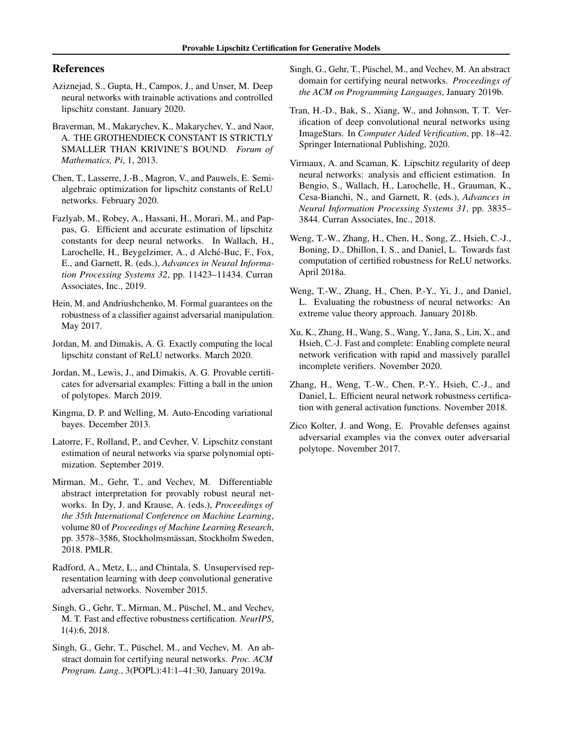## References

Aziznejad, S., Gupta, H., Campos, J., and Unser, M. Deep neural networks with trainable activations and controlled lipschitz constant. January 2020.

Braverman, M., Makarychev, K., Makarychev, Y., and Naor, A. THE GROTHENDIECK CONSTANT IS STRICTLY SMALLER THAN KRIVINE'S BOUND. *Forum of Mathematics, Pi*, 1, 2013.

Chen, T., Lasserre, J.-B., Magron, V., and Pauwels, E. Semialgebraic optimization for lipschitz constants of ReLU networks. February 2020.

Fazlyab, M., Robey, A., Hassani, H., Morari, M., and Pappas, G. Efficient and accurate estimation of lipschitz constants for deep neural networks. In Wallach, H., Larochelle, H., Beygelzimer, A., d Alché-Buc, F., Fox, E., and Garnett, R. (eds.), *Advances in Neural Information Processing Systems 32*, pp. 11423–11434. Curran Associates, Inc., 2019.

Hein, M. and Andriushchenko, M. Formal guarantees on the robustness of a classifier against adversarial manipulation. May 2017.

Jordan, M. and Dimakis, A. G. Exactly computing the local lipschitz constant of ReLU networks. March 2020.

Jordan, M., Lewis, J., and Dimakis, A. G. Provable certificates for adversarial examples: Fitting a ball in the union of polytopes. March 2019.

Kingma, D. P. and Welling, M. Auto-Encoding variational bayes. December 2013.

Latorre, F., Rolland, P., and Cevher, V. Lipschitz constant estimation of neural networks via sparse polynomial optimization. September 2019.

Mirman, M., Gehr, T., and Vechev, M. Differentiable abstract interpretation for provably robust neural networks. In Dy, J. and Krause, A. (eds.), *Proceedings of the 35th International Conference on Machine Learning*, volume 80 of *Proceedings of Machine Learning Research*, pp. 3578–3586, Stockholmsmässan, Stockholm Sweden, 2018. PMLR.

Radford, A., Metz, L., and Chintala, S. Unsupervised representation learning with deep convolutional generative adversarial networks. November 2015.

Singh, G., Gehr, T., Mirman, M., Püschel, M., and Vechev, M. T. Fast and effective robustness certification. *NeurIPS*, 1(4):6, 2018.

Singh, G., Gehr, T., Püschel, M., and Vechev, M. An abstract domain for certifying neural networks. *Proc. ACM Program. Lang.*, 3(POPL):41:1–41:30, January 2019a.

Singh, G., Gehr, T., Püschel, M., and Vechev, M. An abstract domain for certifying neural networks. *Proceedings of the ACM on Programming Languages*, January 2019b.

Tran, H.-D., Bak, S., Xiang, W., and Johnson, T. T. Verification of deep convolutional neural networks using ImageStars. In *Computer Aided Verification*, pp. 18–42. Springer International Publishing, 2020.

Virmaux, A. and Scaman, K. Lipschitz regularity of deep neural networks: analysis and efficient estimation. In Bengio, S., Wallach, H., Larochelle, H., Grauman, K., Cesa-Bianchi, N., and Garnett, R. (eds.), *Advances in Neural Information Processing Systems 31*, pp. 3835–3844. Curran Associates, Inc., 2018.

Weng, T.-W., Zhang, H., Chen, H., Song, Z., Hsieh, C.-J., Boning, D., Dhillon, I. S., and Daniel, L. Towards fast computation of certified robustness for ReLU networks. April 2018a.

Weng, T.-W., Zhang, H., Chen, P.-Y., Yi, J., and Daniel, L. Evaluating the robustness of neural networks: An extreme value theory approach. January 2018b.

Xu, K., Zhang, H., Wang, S., Wang, Y., Jana, S., Lin, X., and Hsieh, C.-J. Fast and complete: Enabling complete neural network verification with rapid and massively parallel incomplete verifiers. November 2020.

Zhang, H., Weng, T.-W., Chen, P.-Y., Hsieh, C.-J., and Daniel, L. Efficient neural network robustness certification with general activation functions. November 2018.

Zico Kolter, J. and Wong, E. Provable defenses against adversarial examples via the convex outer adversarial polytope. November 2017.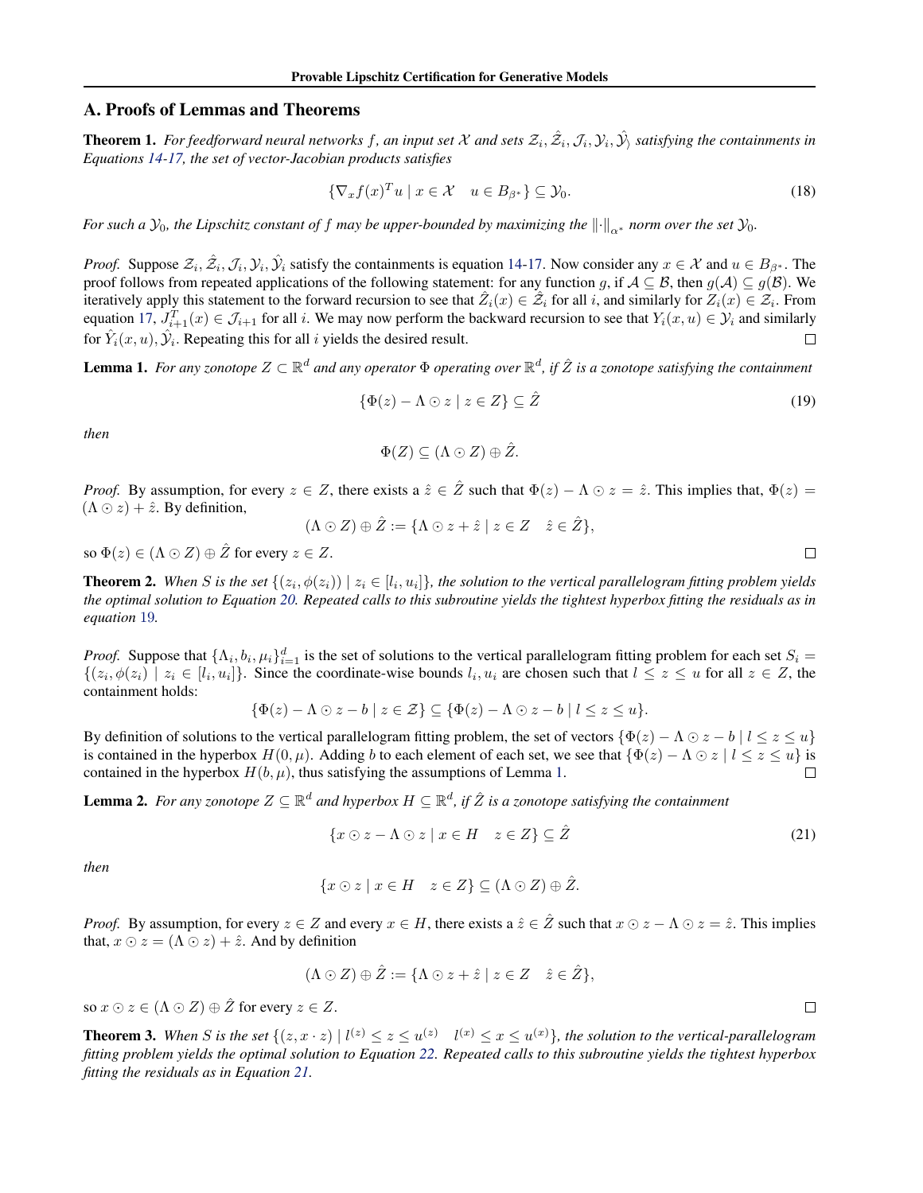## A. Proofs of Lemmas and Theorems

**Theorem 1.** *For feedforward neural networks $f$, an input set $\mathcal{X}$ and sets $\mathcal{Z}_i, \hat{\mathcal{Z}}_i, \mathcal{J}_i, \mathcal{Y}_i, \hat{\mathcal{Y}_i}$ satisfying the containments in Equations 14-17, the set of vector-Jacobian products satisfies*

$$\{\nabla_x f(x)^T u \mid x \in \mathcal{X} \quad u \in B_{\beta^*}\} \subseteq \mathcal{Y}_0. \tag{18}$$

*For such a $\mathcal{Y}_0$, the Lipschitz constant of $f$ may be upper-bounded by maximizing the $\|\cdot\|_{\alpha^*}$ norm over the set $\mathcal{Y}_0$.*

*Proof.* Suppose $\mathcal{Z}_i, \hat{\mathcal{Z}}_i, \mathcal{J}_i, \mathcal{Y}_i, \hat{\mathcal{Y}}_i$ satisfy the containments is equation 14-17. Now consider any $x \in \mathcal{X}$ and $u \in B_{\beta^*}$. The proof follows from repeated applications of the following statement: for any function $g$, if $\mathcal{A} \subseteq \mathcal{B}$, then $g(\mathcal{A}) \subseteq g(\mathcal{B})$. We iteratively apply this statement to the forward recursion to see that $\hat{Z}_i(x) \in \hat{\mathcal{Z}}_i$ for all $i$, and similarly for $Z_i(x) \in \mathcal{Z}_i$. From equation 17, $J_{i+1}^T(x) \in \mathcal{J}_{i+1}$ for all $i$. We may now perform the backward recursion to see that $Y_i(x, u) \in \mathcal{Y}_i$ and similarly for $\hat{Y}_i(x, u), \hat{\mathcal{Y}}_i$. Repeating this for all $i$ yields the desired result. □

**Lemma 1.** *For any zonotope $Z \subset \mathbb{R}^d$ and any operator $\Phi$ operating over $\mathbb{R}^d$, if $\hat{Z}$ is a zonotope satisfying the containment*

$$\{\Phi(z) - \Lambda \odot z \mid z \in Z\} \subseteq \hat{Z} \tag{19}$$

*then*

$$\Phi(Z) \subseteq (\Lambda \odot Z) \oplus \hat{Z}.$$

*Proof.* By assumption, for every $z \in Z$, there exists a $\hat{z} \in \hat{Z}$ such that $\Phi(z) - \Lambda \odot z = \hat{z}$. This implies that, $\Phi(z) = (\Lambda \odot z) + \hat{z}$. By definition,

$$(\Lambda \odot Z) \oplus \hat{Z} := \{\Lambda \odot z + \hat{z} \mid z \in Z \quad \hat{z} \in \hat{Z}\},$$

so $\Phi(z) \in (\Lambda \odot Z) \oplus \hat{Z}$ for every $z \in Z$. □

**Theorem 2.** *When $S$ is the set $\{(z_i, \phi(z_i)) \mid z_i \in [l_i, u_i]\}$, the solution to the vertical parallelogram fitting problem yields the optimal solution to Equation 20. Repeated calls to this subroutine yields the tightest hyperbox fitting the residuals as in equation 19.*

*Proof.* Suppose that $\{\Lambda_i, b_i, \mu_i\}_{i=1}^d$ is the set of solutions to the vertical parallelogram fitting problem for each set $S_i = \{(z_i, \phi(z_i) \mid z_i \in [l_i, u_i]\}$. Since the coordinate-wise bounds $l_i, u_i$ are chosen such that $l \le z \le u$ for all $z \in Z$, the containment holds:

$$\{\Phi(z) - \Lambda \odot z - b \mid z \in \mathcal{Z}\} \subseteq \{\Phi(z) - \Lambda \odot z - b \mid l \le z \le u\}.$$

By definition of solutions to the vertical parallelogram fitting problem, the set of vectors $\{\Phi(z) - \Lambda \odot z - b \mid l \le z \le u\}$ is contained in the hyperbox $H(0, \mu)$. Adding $b$ to each element of each set, we see that $\{\Phi(z) - \Lambda \odot z \mid l \le z \le u\}$ is contained in the hyperbox $H(b, \mu)$, thus satisfying the assumptions of Lemma 1. □

**Lemma 2.** *For any zonotope $Z \subseteq \mathbb{R}^d$ and hyperbox $H \subseteq \mathbb{R}^d$, if $\hat{Z}$ is a zonotope satisfying the containment*

$$\{x \odot z - \Lambda \odot z \mid x \in H \quad z \in Z\} \subseteq \hat{Z} \tag{21}$$

*then*

$$\{x \odot z \mid x \in H \quad z \in Z\} \subseteq (\Lambda \odot Z) \oplus \hat{Z}.$$

*Proof.* By assumption, for every $z \in Z$ and every $x \in H$, there exists a $\hat{z} \in \hat{Z}$ such that $x \odot z - \Lambda \odot z = \hat{z}$. This implies that, $x \odot z = (\Lambda \odot z) + \hat{z}$. And by definition

$$(\Lambda \odot Z) \oplus \hat{Z} := \{\Lambda \odot z + \hat{z} \mid z \in Z \quad \hat{z} \in \hat{Z}\},$$

so $x \odot z \in (\Lambda \odot Z) \oplus \hat{Z}$ for every $z \in Z$. □

**Theorem 3.** *When $S$ is the set $\{(z, x \cdot z) \mid l^{(z)} \le z \le u^{(z)} \quad l^{(x)} \le x \le u^{(x)}\}$, the solution to the vertical-parallelogram fitting problem yields the optimal solution to Equation 22. Repeated calls to this subroutine yields the tightest hyperbox fitting the residuals as in Equation 21.*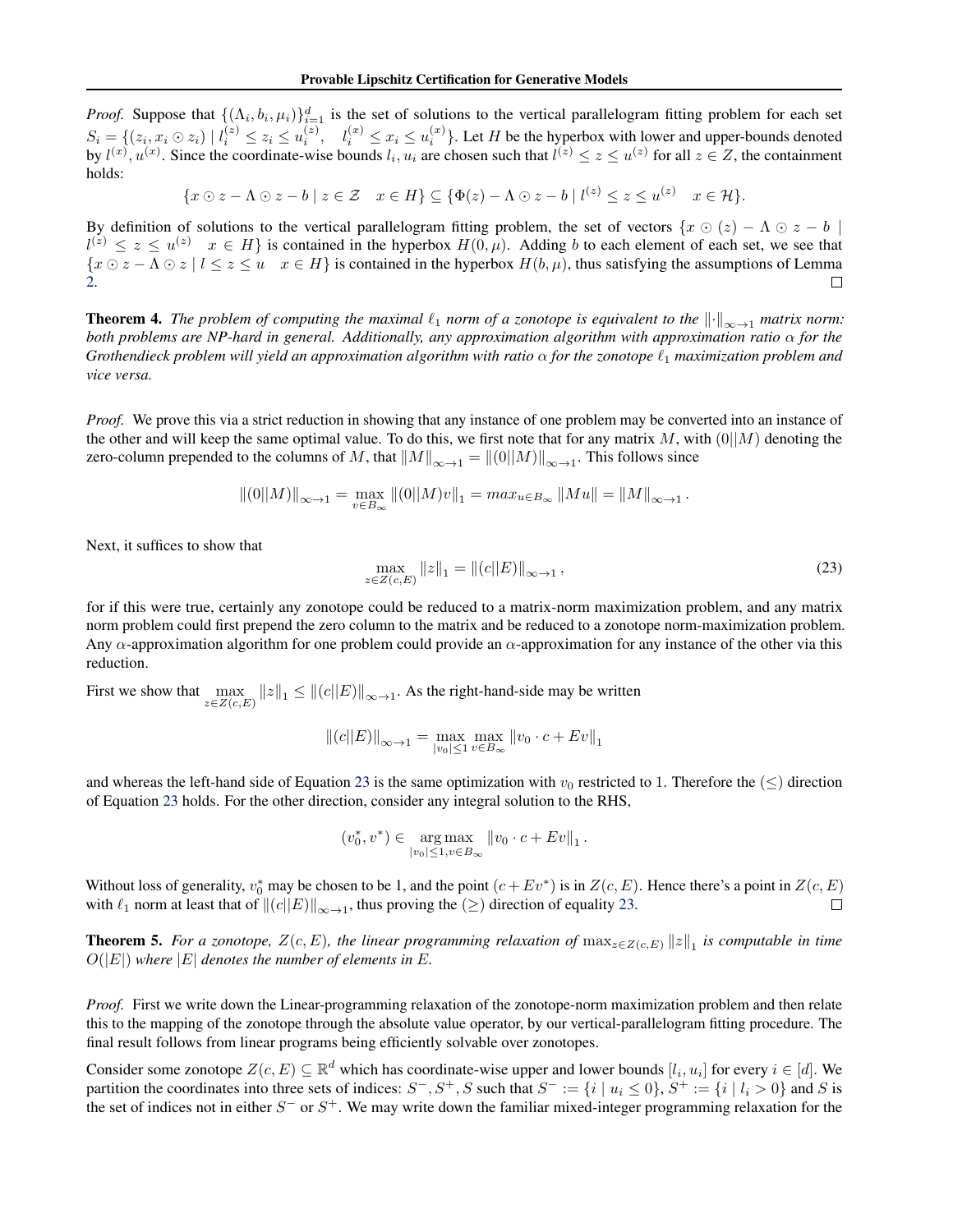*Proof.* Suppose that $\{(\Lambda_i, b_i, \mu_i)\}_{i=1}^d$ is the set of solutions to the vertical parallelogram fitting problem for each set $S_i = \{(z_i, x_i \odot z_i) \mid l_i^{(z)} \leq z_i \leq u_i^{(z)}, \quad l_i^{(x)} \leq x_i \leq u_i^{(x)}\}$. Let $H$ be the hyperbox with lower and upper-bounds denoted by $l^{(x)}, u^{(x)}$. Since the coordinate-wise bounds $l_i, u_i$ are chosen such that $l^{(z)} \leq z \leq u^{(z)}$ for all $z \in Z$, the containment holds:

$$\{x \odot z - \Lambda \odot z - b \mid z \in \mathcal{Z} \quad x \in H\} \subseteq \{\Phi(z) - \Lambda \odot z - b \mid l^{(z)} \leq z \leq u^{(z)} \quad x \in \mathcal{H}\}.$$

By definition of solutions to the vertical parallelogram fitting problem, the set of vectors $\{x \odot (z) - \Lambda \odot z - b \mid l^{(z)} \leq z \leq u^{(z)} \quad x \in H\}$ is contained in the hyperbox $H(0, \mu)$. Adding $b$ to each element of each set, we see that $\{x \odot z - \Lambda \odot z \mid l \leq z \leq u \quad x \in H\}$ is contained in the hyperbox $H(b, \mu)$, thus satisfying the assumptions of Lemma 2. $\square$

**Theorem 4.** *The problem of computing the maximal $\ell_1$ norm of a zonotope is equivalent to the $\|\cdot\|_{\infty \to 1}$ matrix norm: both problems are NP-hard in general. Additionally, any approximation algorithm with approximation ratio $\alpha$ for the Grothendieck problem will yield an approximation algorithm with ratio $\alpha$ for the zonotope $\ell_1$ maximization problem and vice versa.*

*Proof.* We prove this via a strict reduction in showing that any instance of one problem may be converted into an instance of the other and will keep the same optimal value. To do this, we first note that for any matrix $M$, with $(0||M)$ denoting the zero-column prepended to the columns of $M$, that $\|M\|_{\infty \to 1} = \|(0||M)\|_{\infty \to 1}$. This follows since

$$\|(0||M)\|_{\infty \to 1} = \max_{v \in B_\infty} \|(0||M)v\|_1 = max_{u \in B_\infty} \|Mu\| = \|M\|_{\infty \to 1}.$$

Next, it suffices to show that

$$\max_{z \in Z(c,E)} \|z\|_1 = \|(c||E)\|_{\infty \to 1}, \tag{23}$$

for if this were true, certainly any zonotope could be reduced to a matrix-norm maximization problem, and any matrix norm problem could first prepend the zero column to the matrix and be reduced to a zonotope norm-maximization problem. Any $\alpha$-approximation algorithm for one problem could provide an $\alpha$-approximation for any instance of the other via this reduction.

First we show that $\max_{z \in Z(c,E)} \|z\|_1 \leq \|(c||E)\|_{\infty \to 1}$. As the right-hand-side may be written

$$\|(c||E)\|_{\infty \to 1} = \max_{|v_0| \leq 1} \max_{v \in B_\infty} \|v_0 \cdot c + Ev\|_1$$

and whereas the left-hand side of Equation 23 is the same optimization with $v_0$ restricted to 1. Therefore the ($\leq$) direction of Equation 23 holds. For the other direction, consider any integral solution to the RHS,

$$(v_0^*, v^*) \in \operatorname*{arg\,max}_{|v_0| \leq 1, v \in B_\infty} \|v_0 \cdot c + Ev\|_1.$$

Without loss of generality, $v_0^*$ may be chosen to be 1, and the point $(c + Ev^*)$ is in $Z(c, E)$. Hence there's a point in $Z(c, E)$ with $\ell_1$ norm at least that of $\|(c||E)\|_{\infty \to 1}$, thus proving the ($\geq$) direction of equality 23. $\square$

**Theorem 5.** *For a zonotope, $Z(c, E)$, the linear programming relaxation of $\max_{z \in Z(c,E)} \|z\|_1$ is computable in time $O(|E|)$ where $|E|$ denotes the number of elements in $E$.*

*Proof.* First we write down the Linear-programming relaxation of the zonotope-norm maximization problem and then relate this to the mapping of the zonotope through the absolute value operator, by our vertical-parallelogram fitting procedure. The final result follows from linear programs being efficiently solvable over zonotopes.

Consider some zonotope $Z(c, E) \subseteq \mathbb{R}^d$ which has coordinate-wise upper and lower bounds $[l_i, u_i]$ for every $i \in [d]$. We partition the coordinates into three sets of indices: $S^-, S^+, S$ such that $S^- := \{i \mid u_i \leq 0\}$, $S^+ := \{i \mid l_i > 0\}$ and $S$ is the set of indices not in either $S^-$ or $S^+$. We may write down the familiar mixed-integer programming relaxation for the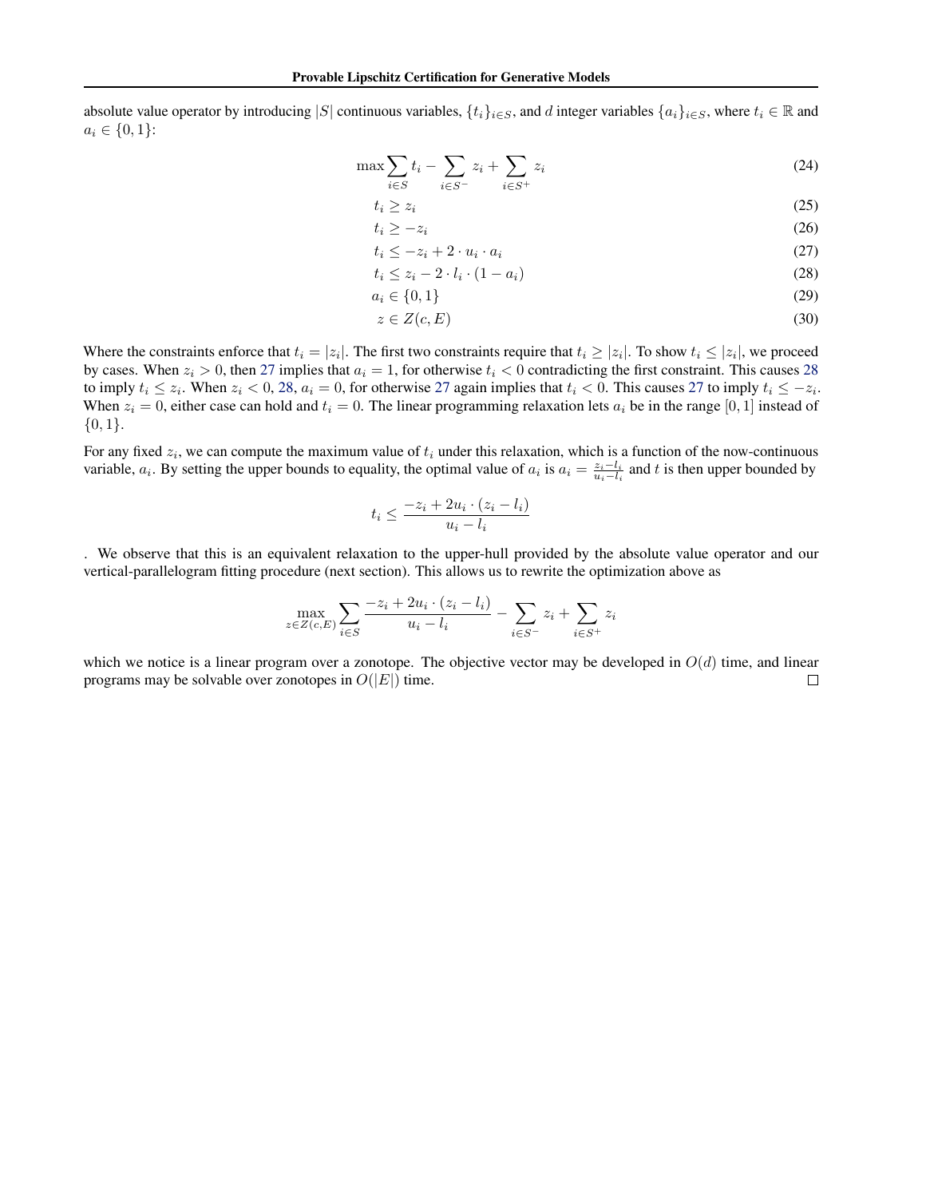absolute value operator by introducing $|S|$ continuous variables, $\{t_i\}_{i \in S}$, and $d$ integer variables $\{a_i\}_{i \in S}$, where $t_i \in \mathbb{R}$ and $a_i \in \{0, 1\}$:

$$\max \sum_{i \in S} t_i - \sum_{i \in S^-} z_i + \sum_{i \in S^+} z_i \tag{24}$$

$$t_i \geq z_i \tag{25}$$

$$t_i \geq -z_i \tag{26}$$

$$t_i \leq -z_i + 2 \cdot u_i \cdot a_i \tag{27}$$

$$t_i \leq z_i - 2 \cdot l_i \cdot (1 - a_i) \tag{28}$$

$$a_i \in \{0, 1\} \tag{29}$$

$$z \in Z(c, E) \tag{30}$$

Where the constraints enforce that $t_i = |z_i|$. The first two constraints require that $t_i \geq |z_i|$. To show $t_i \leq |z_i|$, we proceed by cases. When $z_i > 0$, then 27 implies that $a_i = 1$, for otherwise $t_i < 0$ contradicting the first constraint. This causes 28 to imply $t_i \leq z_i$. When $z_i < 0$, 28, $a_i = 0$, for otherwise 27 again implies that $t_i < 0$. This causes 27 to imply $t_i \leq -z_i$. When $z_i = 0$, either case can hold and $t_i = 0$. The linear programming relaxation lets $a_i$ be in the range $[0, 1]$ instead of $\{0, 1\}$.

For any fixed $z_i$, we can compute the maximum value of $t_i$ under this relaxation, which is a function of the now-continuous variable, $a_i$. By setting the upper bounds to equality, the optimal value of $a_i$ is $a_i = \frac{z_i - l_i}{u_i - l_i}$ and $t$ is then upper bounded by

$$t_i \leq \frac{-z_i + 2u_i \cdot (z_i - l_i)}{u_i - l_i}$$

. We observe that this is an equivalent relaxation to the upper-hull provided by the absolute value operator and our vertical-parallelogram fitting procedure (next section). This allows us to rewrite the optimization above as

$$\max_{z \in Z(c,E)} \sum_{i \in S} \frac{-z_i + 2u_i \cdot (z_i - l_i)}{u_i - l_i} - \sum_{i \in S^-} z_i + \sum_{i \in S^+} z_i$$

which we notice is a linear program over a zonotope. The objective vector may be developed in $O(d)$ time, and linear programs may be solvable over zonotopes in $O(|E|)$ time. □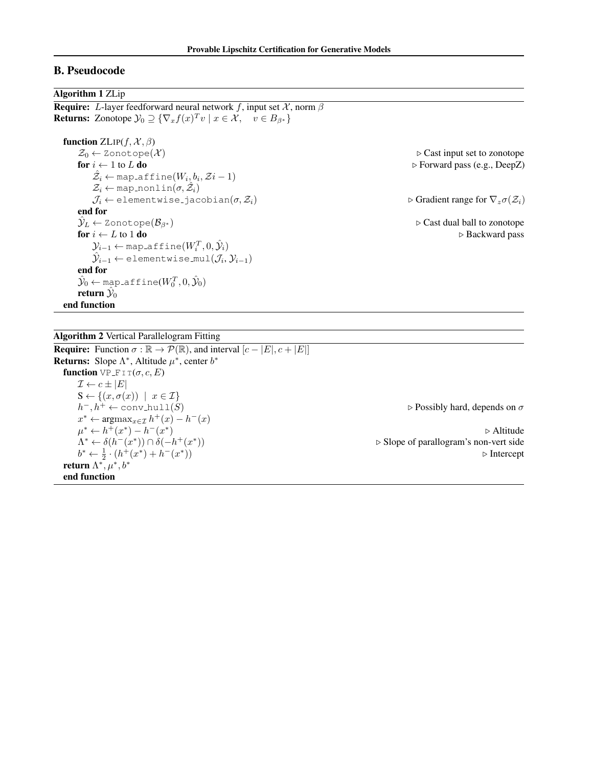## B. Pseudocode

**Algorithm 1** ZLip

**Require:** $L$-layer feedforward neural network $f$, input set $\mathcal{X}$, norm $\beta$
**Returns:** Zonotope $\mathcal{Y}_0 \supseteq \{\nabla_x f(x)^T v \mid x \in \mathcal{X}, \quad v \in B_{\beta^*}\}$

```
function ZLip(f, X, β)
    Z_0 ← Zonotope(X)                              ▷ Cast input set to zonotope
    for i ← 1 to L do                              ▷ Forward pass (e.g., DeepZ)
        Ẑ_i ← map_affine(W_i, b_i, Zi − 1)
        Z_i ← map_nonlin(σ, Ẑ_i)
        J_i ← elementwise_jacobian(σ, Z_i)         ▷ Gradient range for ∇_z σ(Z_i)
    end for
    Ŷ_L ← Zonotope(B_β*)                           ▷ Cast dual ball to zonotope
    for i ← L to 1 do                              ▷ Backward pass
        Y_{i−1} ← map_affine(W_i^T, 0, Ŷ_i)
        Ŷ_{i−1} ← elementwise_mul(J_i, Y_{i−1})
    end for
    Ŷ_0 ← map_affine(W_0^T, 0, Ŷ_0)
    return Ŷ_0
end function
```

**Algorithm 2** Vertical Parallelogram Fitting

**Require:** Function $\sigma : \mathbb{R} \to \mathcal{P}(\mathbb{R})$, and interval $[c - |E|, c + |E|]$
**Returns:** Slope $\Lambda^*$, Altitude $\mu^*$, center $b^*$

```
function VP_FIT(σ, c, E)
    I ← c ± |E|
    S ← {(x, σ(x)) | x ∈ I}
    h⁻, h⁺ ← conv_hull(S)                          ▷ Possibly hard, depends on σ
    x* ← argmax_{x∈I} h⁺(x) − h⁻(x)
    μ* ← h⁺(x*) − h⁻(x*)                           ▷ Altitude
    Λ* ← δ(h⁻(x*)) ∩ δ(−h⁺(x*))                    ▷ Slope of parallelogram's non-vert side
    b* ← ½ · (h⁺(x*) + h⁻(x*))                     ▷ Intercept
return Λ*, μ*, b*
end function
```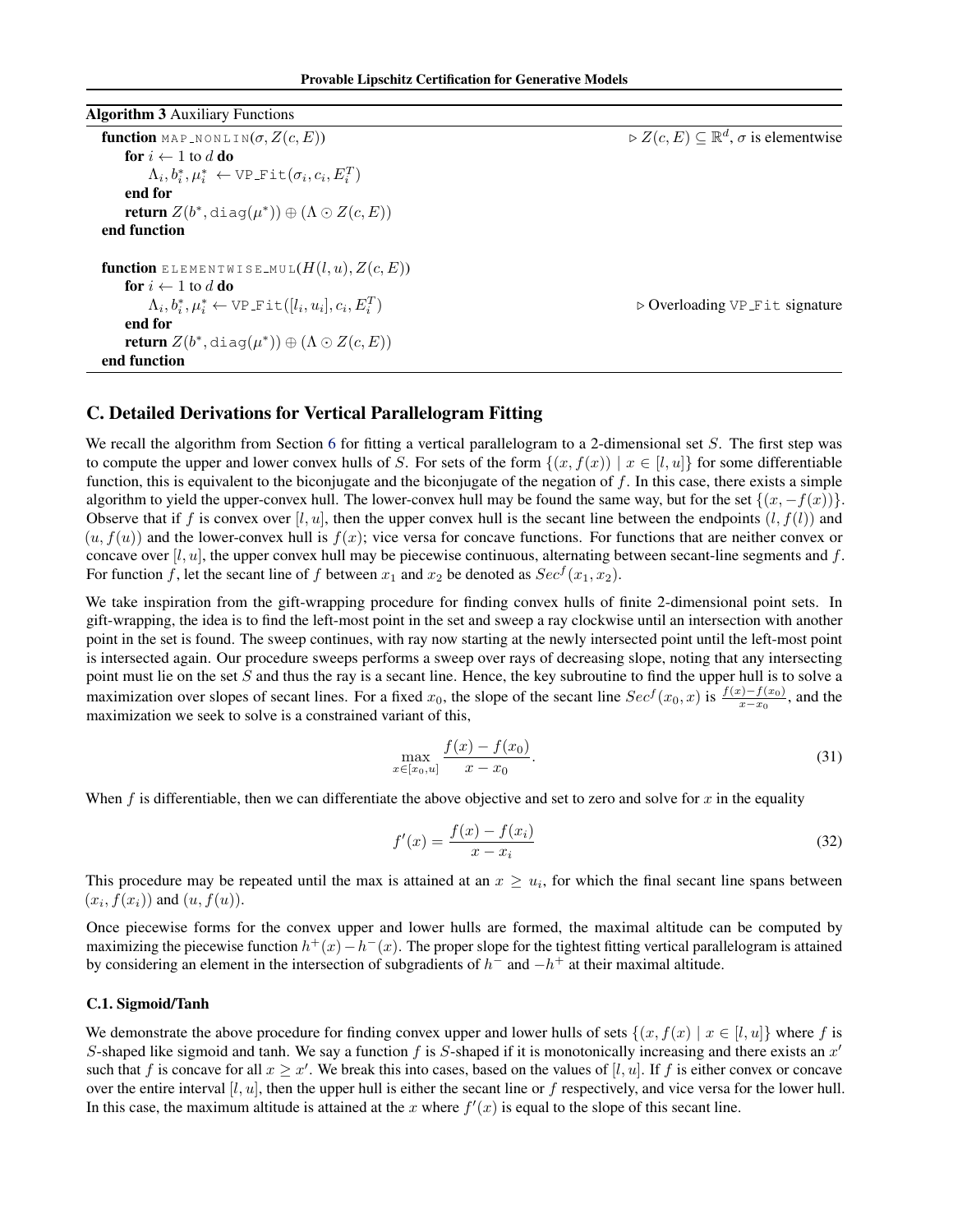**Algorithm 3** Auxiliary Functions

```
function MAP_NONLIN(σ, Z(c, E))                      ▷ Z(c, E) ⊆ ℝ^d, σ is elementwise
    for i ← 1 to d do
        Λ_i, b*_i, μ*_i ← VP_Fit(σ_i, c_i, E_i^T)
    end for
    return Z(b*, diag(μ*)) ⊕ (Λ ⊙ Z(c, E))
end function

function ELEMENTWISE_MUL(H(l, u), Z(c, E))
    for i ← 1 to d do
        Λ_i, b*_i, μ*_i ← VP_Fit([l_i, u_i], c_i, E_i^T)     ▷ Overloading VP_Fit signature
    end for
    return Z(b*, diag(μ*)) ⊕ (Λ ⊙ Z(c, E))
end function
```

## C. Detailed Derivations for Vertical Parallelogram Fitting

We recall the algorithm from Section 6 for fitting a vertical parallelogram to a 2-dimensional set $S$. The first step was to compute the upper and lower convex hulls of $S$. For sets of the form $\{(x, f(x)) \mid x \in [l, u]\}$ for some differentiable function, this is equivalent to the biconjugate and the biconjugate of the negation of $f$. In this case, there exists a simple algorithm to yield the upper-convex hull. The lower-convex hull may be found the same way, but for the set $\{(x, -f(x))\}$. Observe that if $f$ is convex over $[l, u]$, then the upper convex hull is the secant line between the endpoints $(l, f(l))$ and $(u, f(u))$ and the lower-convex hull is $f(x)$; vice versa for concave functions. For functions that are neither convex or concave over $[l, u]$, the upper convex hull may be piecewise continuous, alternating between secant-line segments and $f$. For function $f$, let the secant line of $f$ between $x_1$ and $x_2$ be denoted as $Sec^f(x_1, x_2)$.

We take inspiration from the gift-wrapping procedure for finding convex hulls of finite 2-dimensional point sets. In gift-wrapping, the idea is to find the left-most point in the set and sweep a ray clockwise until an intersection with another point in the set is found. The sweep continues, with ray now starting at the newly intersected point until the left-most point is intersected again. Our procedure sweeps performs a sweep over rays of decreasing slope, noting that any intersecting point must lie on the set $S$ and thus the ray is a secant line. Hence, the key subroutine to find the upper hull is to solve a maximization over slopes of secant lines. For a fixed $x_0$, the slope of the secant line $Sec^f(x_0, x)$ is $\frac{f(x)-f(x_0)}{x-x_0}$, and the maximization we seek to solve is a constrained variant of this,

$$\max_{x \in [x_0, u]} \frac{f(x) - f(x_0)}{x - x_0}. \tag{31}$$

When $f$ is differentiable, then we can differentiate the above objective and set to zero and solve for $x$ in the equality

$$f'(x) = \frac{f(x) - f(x_i)}{x - x_i} \tag{32}$$

This procedure may be repeated until the max is attained at an $x \geq u_i$, for which the final secant line spans between $(x_i, f(x_i))$ and $(u, f(u))$.

Once piecewise forms for the convex upper and lower hulls are formed, the maximal altitude can be computed by maximizing the piecewise function $h^+(x) - h^-(x)$. The proper slope for the tightest fitting vertical parallelogram is attained by considering an element in the intersection of subgradients of $h^-$ and $-h^+$ at their maximal altitude.

### C.1. Sigmoid/Tanh

We demonstrate the above procedure for finding convex upper and lower hulls of sets $\{(x, f(x) \mid x \in [l, u]\}$ where $f$ is $S$-shaped like sigmoid and tanh. We say a function $f$ is $S$-shaped if it is monotonically increasing and there exists an $x'$ such that $f$ is concave for all $x \geq x'$. We break this into cases, based on the values of $[l, u]$. If $f$ is either convex or concave over the entire interval $[l, u]$, then the upper hull is either the secant line or $f$ respectively, and vice versa for the lower hull. In this case, the maximum altitude is attained at the $x$ where $f'(x)$ is equal to the slope of this secant line.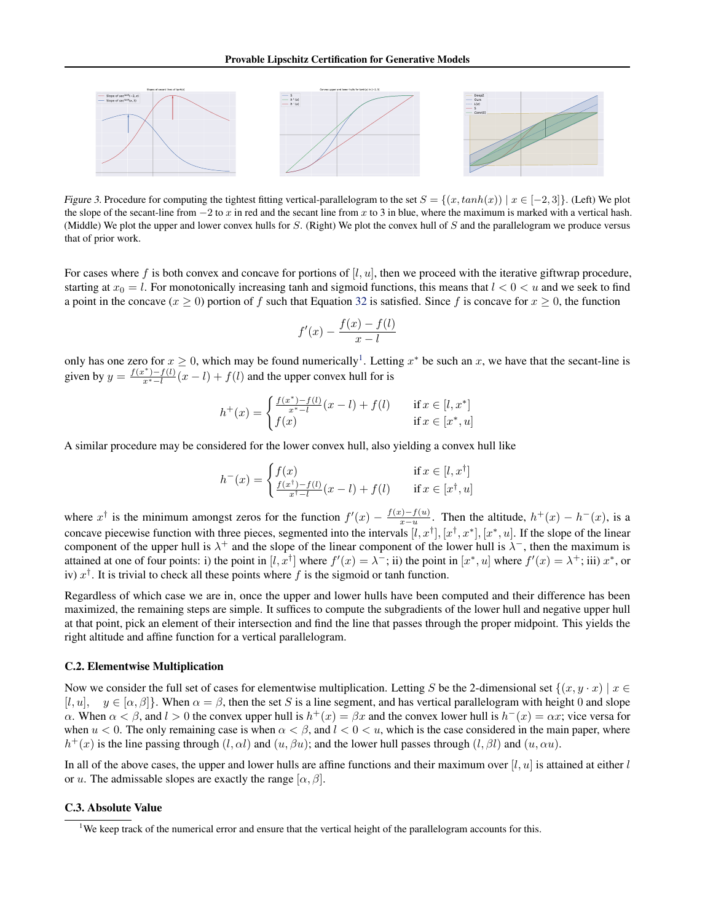*Figure 3.* Procedure for computing the tightest fitting vertical-parallelogram to the set $S = \{(x, tanh(x)) \mid x \in [-2, 3]\}$. (Left) We plot the slope of the secant-line from $-2$ to $x$ in red and the secant line from $x$ to 3 in blue, where the maximum is marked with a vertical hash. (Middle) We plot the upper and lower convex hulls for $S$. (Right) We plot the convex hull of $S$ and the parallelogram we produce versus that of prior work.

For cases where $f$ is both convex and concave for portions of $[l, u]$, then we proceed with the iterative giftwrap procedure, starting at $x_0 = l$. For monotonically increasing tanh and sigmoid functions, this means that $l < 0 < u$ and we seek to find a point in the concave ($x \geq 0$) portion of $f$ such that Equation 32 is satisfied. Since $f$ is concave for $x \geq 0$, the function

$$f'(x) - \frac{f(x) - f(l)}{x - l}$$

only has one zero for $x \geq 0$, which may be found numerically[1]. Letting $x^*$ be such an $x$, we have that the secant-line is given by $y = \frac{f(x^*)-f(l)}{x^*-l}(x - l) + f(l)$ and the upper convex hull for is

$$h^+(x) = \begin{cases} \frac{f(x^*)-f(l)}{x^*-l}(x-l) + f(l) & \text{if } x \in [l, x^*] \\ f(x) & \text{if } x \in [x^*, u] \end{cases}$$

A similar procedure may be considered for the lower convex hull, also yielding a convex hull like

$$h^-(x) = \begin{cases} f(x) & \text{if } x \in [l, x^\dagger] \\ \frac{f(x^\dagger)-f(l)}{x^\dagger-l}(x-l) + f(l) & \text{if } x \in [x^\dagger, u] \end{cases}$$

where $x^\dagger$ is the minimum amongst zeros for the function $f'(x) - \frac{f(x)-f(u)}{x-u}$. Then the altitude, $h^+(x) - h^-(x)$, is a concave piecewise function with three pieces, segmented into the intervals $[l, x^\dagger], [x^\dagger, x^*], [x^*, u]$. If the slope of the linear component of the upper hull is $\lambda^+$ and the slope of the linear component of the lower hull is $\lambda^-$, then the maximum is attained at one of four points: i) the point in $[l, x^\dagger]$ where $f'(x) = \lambda^-$; ii) the point in $[x^*, u]$ where $f'(x) = \lambda^+$; iii) $x^*$, or iv) $x^\dagger$. It is trivial to check all these points where $f$ is the sigmoid or tanh function.

Regardless of which case we are in, once the upper and lower hulls have been computed and their difference has been maximized, the remaining steps are simple. It suffices to compute the subgradients of the lower hull and negative upper hull at that point, pick an element of their intersection and find the line that passes through the proper midpoint. This yields the right altitude and affine function for a vertical parallelogram.

### C.2. Elementwise Multiplication

Now we consider the full set of cases for elementwise multiplication. Letting $S$ be the 2-dimensional set $\{(x, y \cdot x) \mid x \in [l, u], \quad y \in [\alpha, \beta]\}$. When $\alpha = \beta$, then the set $S$ is a line segment, and has vertical parallelogram with height 0 and slope $\alpha$. When $\alpha < \beta$, and $l > 0$ the convex upper hull is $h^+(x) = \beta x$ and the convex lower hull is $h^-(x) = \alpha x$; vice versa for when $u < 0$. The only remaining case is when $\alpha < \beta$, and $l < 0 < u$, which is the case considered in the main paper, where $h^+(x)$ is the line passing through $(l, \alpha l)$ and $(u, \beta u)$; and the lower hull passes through $(l, \beta l)$ and $(u, \alpha u)$.

In all of the above cases, the upper and lower hulls are affine functions and their maximum over $[l, u]$ is attained at either $l$ or $u$. The admissable slopes are exactly the range $[\alpha, \beta]$.

### C.3. Absolute Value

[1] We keep track of the numerical error and ensure that the vertical height of the parallelogram accounts for this.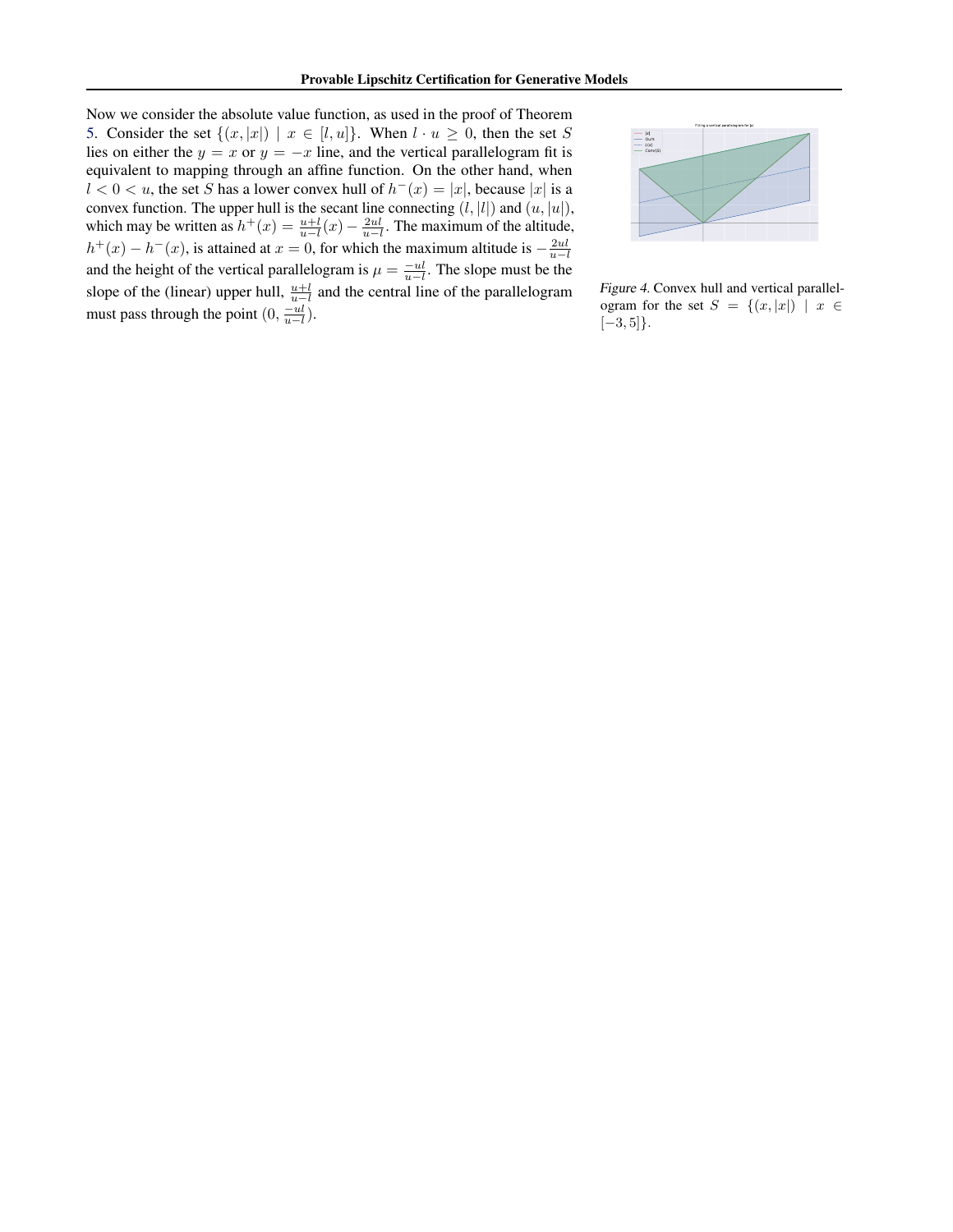Now we consider the absolute value function, as used in the proof of Theorem 5. Consider the set $\{(x, |x|) \mid x \in [l, u]\}$. When $l \cdot u \geq 0$, then the set $S$ lies on either the $y = x$ or $y = -x$ line, and the vertical parallelogram fit is equivalent to mapping through an affine function. On the other hand, when $l < 0 < u$, the set $S$ has a lower convex hull of $h^-(x) = |x|$, because $|x|$ is a convex function. The upper hull is the secant line connecting $(l, |l|)$ and $(u, |u|)$, which may be written as $h^+(x) = \frac{u+l}{u-l}(x) - \frac{2ul}{u-l}$. The maximum of the altitude, $h^+(x) - h^-(x)$, is attained at $x = 0$, for which the maximum altitude is $-\frac{2ul}{u-l}$ and the height of the vertical parallelogram is $\mu = \frac{-ul}{u-l}$. The slope must be the slope of the (linear) upper hull, $\frac{u+l}{u-l}$ and the central line of the parallelogram must pass through the point $(0, \frac{-ul}{u-l})$.

*Figure 4.* Convex hull and vertical parallelogram for the set $S = \{(x, |x|) \mid x \in [-3, 5]\}$.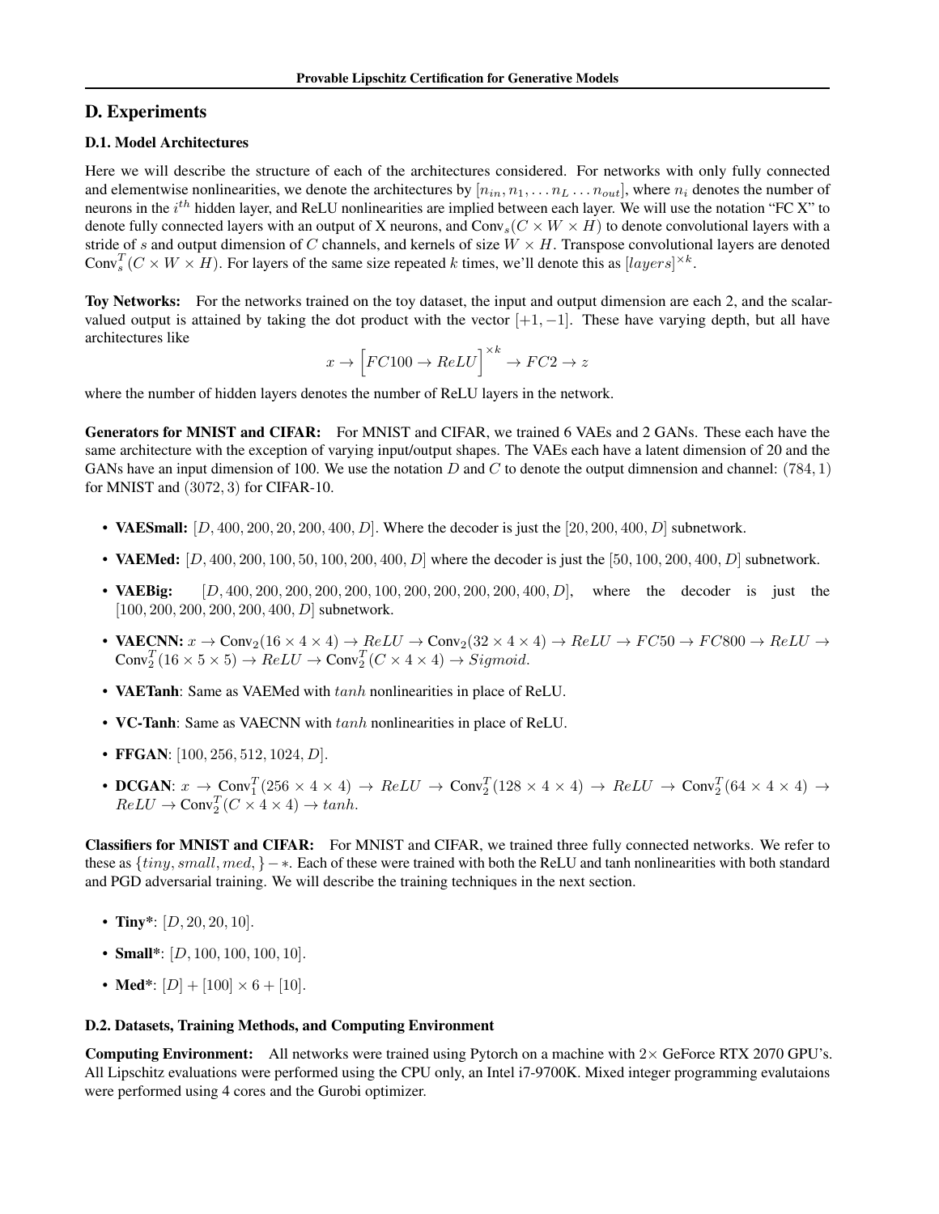## D. Experiments

### D.1. Model Architectures

Here we will describe the structure of each of the architectures considered. For networks with only fully connected and elementwise nonlinearities, we denote the architectures by $[n_{in}, n_1, \dots n_L \dots n_{out}]$, where $n_i$ denotes the number of neurons in the $i^{th}$ hidden layer, and ReLU nonlinearities are implied between each layer. We will use the notation "FC X" to denote fully connected layers with an output of X neurons, and $\text{Conv}_s(C \times W \times H)$ to denote convolutional layers with a stride of $s$ and output dimension of $C$ channels, and kernels of size $W \times H$. Transpose convolutional layers are denoted $\text{Conv}_s^T(C \times W \times H)$. For layers of the same size repeated $k$ times, we'll denote this as $[layers]^{\times k}$.

**Toy Networks:** For the networks trained on the toy dataset, the input and output dimension are each 2, and the scalar-valued output is attained by taking the dot product with the vector $[+1, -1]$. These have varying depth, but all have architectures like

$$x \to \Big[FC100 \to ReLU\Big]^{\times k} \to FC2 \to z$$

where the number of hidden layers denotes the number of ReLU layers in the network.

**Generators for MNIST and CIFAR:** For MNIST and CIFAR, we trained 6 VAEs and 2 GANs. These each have the same architecture with the exception of varying input/output shapes. The VAEs each have a latent dimension of 20 and the GANs have an input dimension of 100. We use the notation $D$ and $C$ to denote the output dimnension and channel: $(784, 1)$ for MNIST and $(3072, 3)$ for CIFAR-10.

- **VAESmall:** $[D, 400, 200, 20, 200, 400, D]$. Where the decoder is just the $[20, 200, 400, D]$ subnetwork.
- **VAEMed:** $[D, 400, 200, 100, 50, 100, 200, 400, D]$ where the decoder is just the $[50, 100, 200, 400, D]$ subnetwork.
- **VAEBig:** $[D, 400, 200, 200, 200, 200, 100, 200, 200, 200, 200, 400, D]$, where the decoder is just the $[100, 200, 200, 200, 200, 400, D]$ subnetwork.
- **VAECNN:** $x \to \text{Conv}_2(16 \times 4 \times 4) \to ReLU \to \text{Conv}_2(32 \times 4 \times 4) \to ReLU \to FC50 \to FC800 \to ReLU \to \text{Conv}_2^T(16 \times 5 \times 5) \to ReLU \to \text{Conv}_2^T(C \times 4 \times 4) \to Sigmoid$.
- **VAETanh**: Same as VAEMed with $tanh$ nonlinearities in place of ReLU.
- **VC-Tanh**: Same as VAECNN with $tanh$ nonlinearities in place of ReLU.
- **FFGAN**: $[100, 256, 512, 1024, D]$.
- **DCGAN**: $x \to \text{Conv}_1^T(256 \times 4 \times 4) \to ReLU \to \text{Conv}_2^T(128 \times 4 \times 4) \to ReLU \to \text{Conv}_2^T(64 \times 4 \times 4) \to ReLU \to \text{Conv}_2^T(C \times 4 \times 4) \to tanh$.

**Classifiers for MNIST and CIFAR:** For MNIST and CIFAR, we trained three fully connected networks. We refer to these as $\{tiny, small, med,\} - *$. Each of these were trained with both the ReLU and tanh nonlinearities with both standard and PGD adversarial training. We will describe the training techniques in the next section.

- **Tiny***: $[D, 20, 20, 10]$.
- **Small***: $[D, 100, 100, 100, 10]$.
- **Med***: $[D] + [100] \times 6 + [10]$.

### D.2. Datasets, Training Methods, and Computing Environment

**Computing Environment:** All networks were trained using Pytorch on a machine with $2\times$ GeForce RTX 2070 GPU's. All Lipschitz evaluations were performed using the CPU only, an Intel i7-9700K. Mixed integer programming evalutaions were performed using 4 cores and the Gurobi optimizer.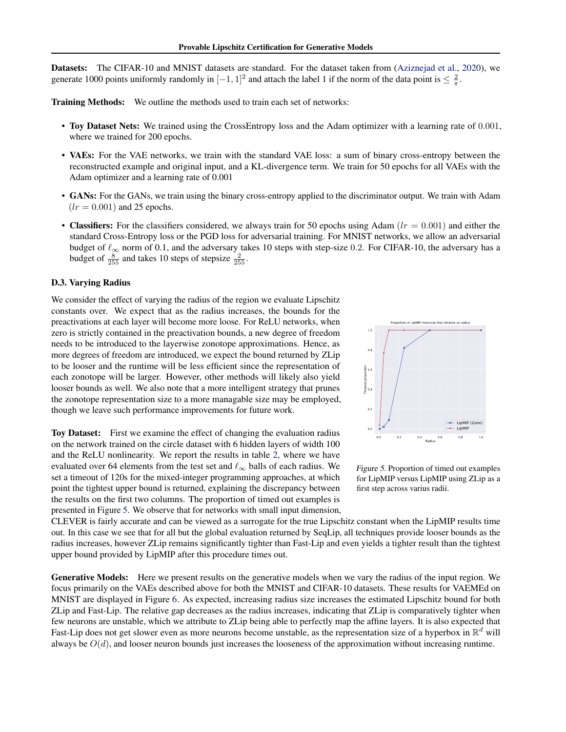**Datasets:** The CIFAR-10 and MNIST datasets are standard. For the dataset taken from (Aziznejad et al., 2020), we generate 1000 points uniformly randomly in $[-1, 1]^2$ and attach the label 1 if the norm of the data point is $\leq \frac{2}{\pi}$.

**Training Methods:** We outline the methods used to train each set of networks:

- **Toy Dataset Nets:** We trained using the CrossEntropy loss and the Adam optimizer with a learning rate of $0.001$, where we trained for 200 epochs.
- **VAEs:** For the VAE networks, we train with the standard VAE loss: a sum of binary cross-entropy between the reconstructed example and original input, and a KL-divergence term. We train for 50 epochs for all VAEs with the Adam optimizer and a learning rate of 0.001
- **GANs:** For the GANs, we train using the binary cross-entropy applied to the discriminator output. We train with Adam ($lr = 0.001$) and 25 epochs.
- **Classifiers:** For the classifiers considered, we always train for 50 epochs using Adam ($lr = 0.001$) and either the standard Cross-Entropy loss or the PGD loss for adversarial training. For MNIST networks, we allow an adversarial budget of $\ell_\infty$ norm of 0.1, and the adversary takes 10 steps with step-size $0.2$. For CIFAR-10, the adversary has a budget of $\frac{8}{255}$ and takes 10 steps of stepsize $\frac{2}{255}$.

### D.3. Varying Radius

We consider the effect of varying the radius of the region we evaluate Lipschitz constants over. We expect that as the radius increases, the bounds for the preactivations at each layer will become more loose. For ReLU networks, when zero is strictly contained in the preactivation bounds, a new degree of freedom needs to be introduced to the layerwise zonotope approximations. Hence, as more degrees of freedom are introduced, we expect the bound returned by ZLip to be looser and the runtime will be less efficient since the representation of each zonotope will be larger. However, other methods will likely yield looser bounds as well. We also note that a more intelligent strategy that prunes the zonotope representation size to a more managable size may be employed, though we leave such performance improvements for future work.

Figure 5. Proportion of timed out examples for LipMIP versus LipMIP using ZLip as a first step across varius radii.

**Toy Dataset:** First we examine the effect of changing the evaluation radius on the network trained on the circle dataset with 6 hidden layers of width 100 and the ReLU nonlinearity. We report the results in table 2, where we have evaluated over 64 elements from the test set and $\ell_\infty$ balls of each radius. We set a timeout of 120s for the mixed-integer programming approaches, at which point the tightest upper bound is returned, explaining the discrepancy between the results on the first two columns. The proportion of timed out examples is presented in Figure 5. We observe that for networks with small input dimension, CLEVER is fairly accurate and can be viewed as a surrogate for the true Lipschitz constant when the LipMIP results time out. In this case we see that for all but the global evaluation returned by SeqLip, all techniques provide looser bounds as the radius increases, however ZLip remains significantly tighter than Fast-Lip and even yields a tighter result than the tightest upper bound provided by LipMIP after this procedure times out.

**Generative Models:** Here we present results on the generative models when we vary the radius of the input region. We focus primarily on the VAEs described above for both the MNIST and CIFAR-10 datasets. These results for VAEMEd on MNIST are displayed in Figure 6. As expected, increasing radius size increases the estimated Lipschitz bound for both ZLip and Fast-Lip. The relative gap decreases as the radius increases, indicating that ZLip is comparatively tighter when few neurons are unstable, which we attribute to ZLip being able to perfectly map the affine layers. It is also expected that Fast-Lip does not get slower even as more neurons become unstable, as the representation size of a hyperbox in $\mathbb{R}^d$ will always be $O(d)$, and looser neuron bounds just increases the looseness of the approximation without increasing runtime.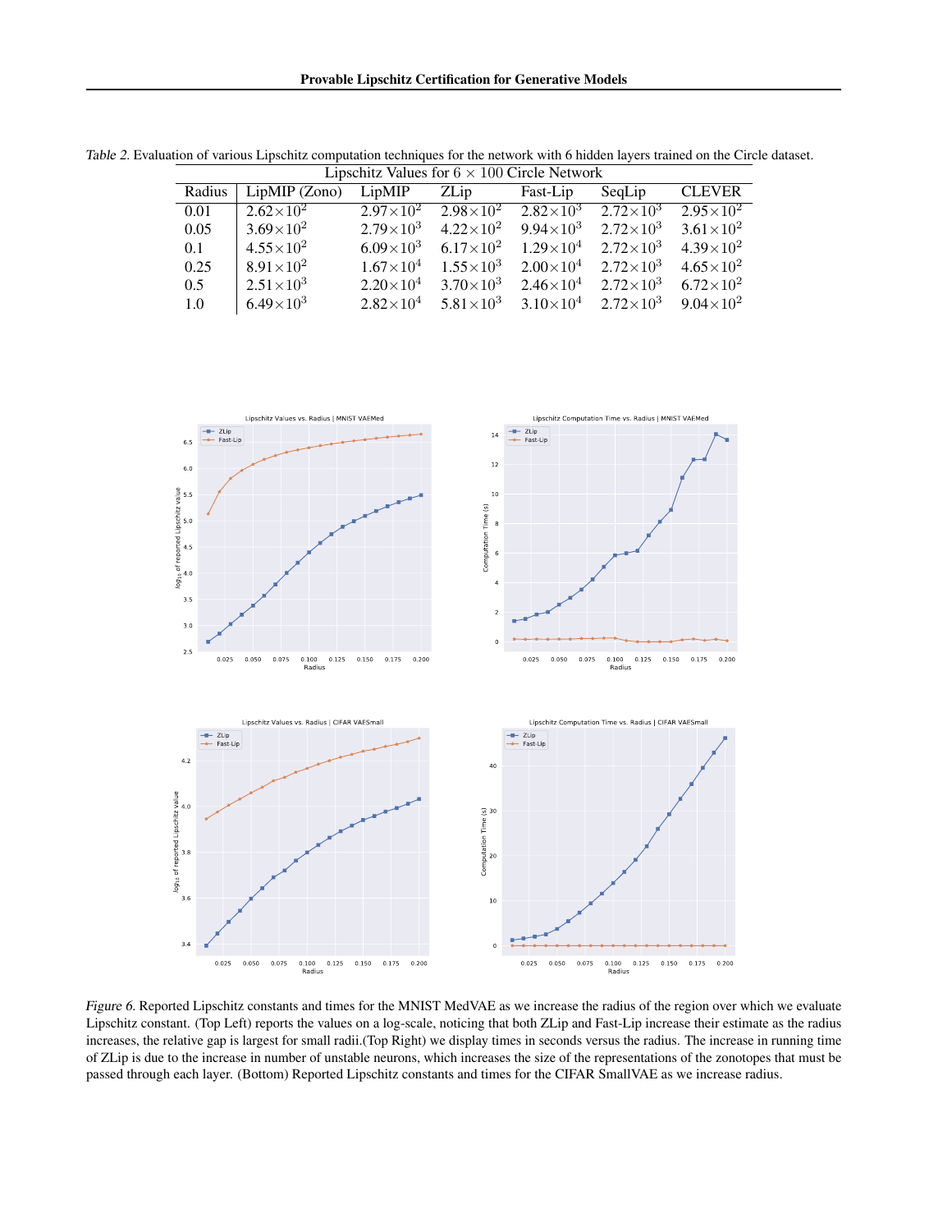Table 2. Evaluation of various Lipschitz computation techniques for the network with 6 hidden layers trained on the Circle dataset.

| Lipschitz Values for $6 \times 100$ Circle Network | | | | | | |
|---|---|---|---|---|---|---|
| Radius | LipMIP (Zono) | LipMIP | ZLip | Fast-Lip | SeqLip | CLEVER |
| 0.01 | $2.62\times10^2$ | $2.97\times10^2$ | $2.98\times10^2$ | $2.82\times10^3$ | $2.72\times10^3$ | $2.95\times10^2$ |
| 0.05 | $3.69\times10^2$ | $2.79\times10^3$ | $4.22\times10^2$ | $9.94\times10^3$ | $2.72\times10^3$ | $3.61\times10^2$ |
| 0.1 | $4.55\times10^2$ | $6.09\times10^3$ | $6.17\times10^2$ | $1.29\times10^4$ | $2.72\times10^3$ | $4.39\times10^2$ |
| 0.25 | $8.91\times10^2$ | $1.67\times10^4$ | $1.55\times10^3$ | $2.00\times10^4$ | $2.72\times10^3$ | $4.65\times10^2$ |
| 0.5 | $2.51\times10^3$ | $2.20\times10^4$ | $3.70\times10^3$ | $2.46\times10^4$ | $2.72\times10^3$ | $6.72\times10^2$ |
| 1.0 | $6.49\times10^3$ | $2.82\times10^4$ | $5.81\times10^3$ | $3.10\times10^4$ | $2.72\times10^3$ | $9.04\times10^2$ |

Figure 6. Reported Lipschitz constants and times for the MNIST MedVAE as we increase the radius of the region over which we evaluate Lipschitz constant. (Top Left) reports the values on a log-scale, noticing that both ZLip and Fast-Lip increase their estimate as the radius increases, the relative gap is largest for small radii.(Top Right) we display times in seconds versus the radius. The increase in running time of ZLip is due to the increase in number of unstable neurons, which increases the size of the representations of the zonotopes that must be passed through each layer. (Bottom) Reported Lipschitz constants and times for the CIFAR SmallVAE as we increase radius.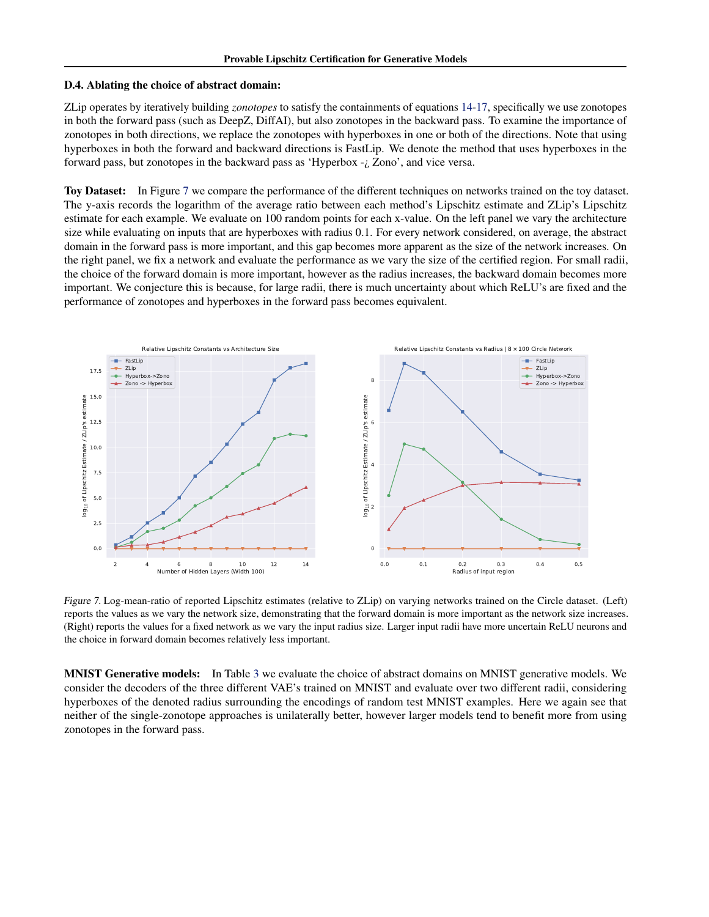### D.4. Ablating the choice of abstract domain:

ZLip operates by iteratively building *zonotopes* to satisfy the containments of equations 14-17, specifically we use zonotopes in both the forward pass (such as DeepZ, DiffAI), but also zonotopes in the backward pass. To examine the importance of zonotopes in both directions, we replace the zonotopes with hyperboxes in one or both of the directions. Note that using hyperboxes in both the forward and backward directions is FastLip. We denote the method that uses hyperboxes in the forward pass, but zonotopes in the backward pass as 'Hyperbox -¿ Zono', and vice versa.

**Toy Dataset:** In Figure 7 we compare the performance of the different techniques on networks trained on the toy dataset. The y-axis records the logarithm of the average ratio between each method's Lipschitz estimate and ZLip's Lipschitz estimate for each example. We evaluate on 100 random points for each x-value. On the left panel we vary the architecture size while evaluating on inputs that are hyperboxes with radius 0.1. For every network considered, on average, the abstract domain in the forward pass is more important, and this gap becomes more apparent as the size of the network increases. On the right panel, we fix a network and evaluate the performance as we vary the size of the certified region. For small radii, the choice of the forward domain is more important, however as the radius increases, the backward domain becomes more important. We conjecture this is because, for large radii, there is much uncertainty about which ReLU's are fixed and the performance of zonotopes and hyperboxes in the forward pass becomes equivalent.

*Figure 7.* Log-mean-ratio of reported Lipschitz estimates (relative to ZLip) on varying networks trained on the Circle dataset. (Left) reports the values as we vary the network size, demonstrating that the forward domain is more important as the network size increases. (Right) reports the values for a fixed network as we vary the input radius size. Larger input radii have more uncertain ReLU neurons and the choice in forward domain becomes relatively less important.

**MNIST Generative models:** In Table 3 we evaluate the choice of abstract domains on MNIST generative models. We consider the decoders of the three different VAE's trained on MNIST and evaluate over two different radii, considering hyperboxes of the denoted radius surrounding the encodings of random test MNIST examples. Here we again see that neither of the single-zonotope approaches is unilaterally better, however larger models tend to benefit more from using zonotopes in the forward pass.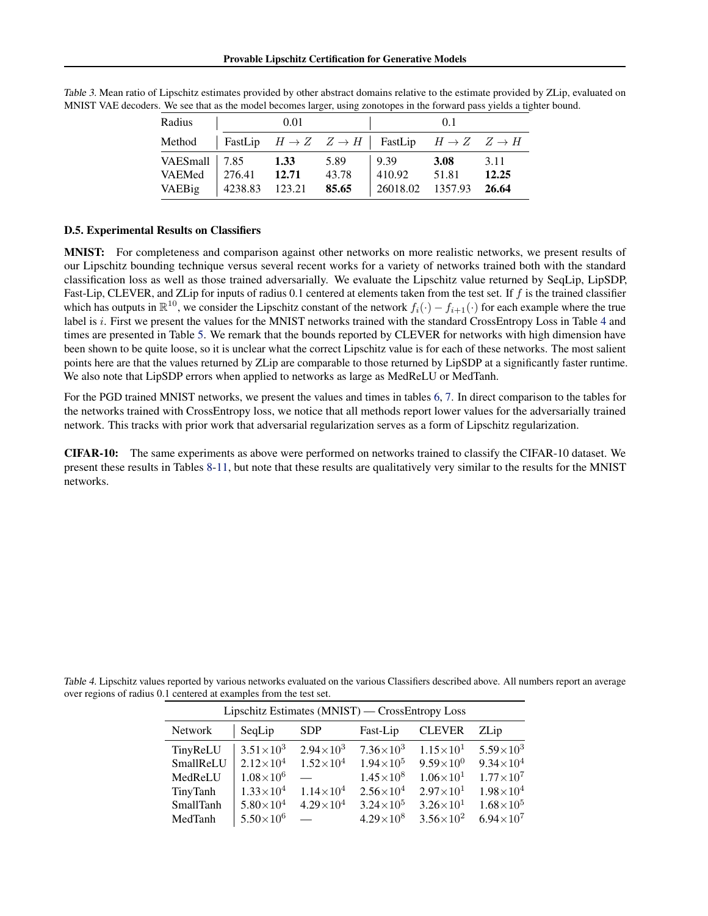*Table 3.* Mean ratio of Lipschitz estimates provided by other abstract domains relative to the estimate provided by ZLip, evaluated on MNIST VAE decoders. We see that as the model becomes larger, using zonotopes in the forward pass yields a tighter bound.

| Radius | 0.01 | | | 0.1 | | |
|---|---|---|---|---|---|---|
| Method | FastLip | $H \to Z$ | $Z \to H$ | FastLip | $H \to Z$ | $Z \to H$ |
| VAESmall | 7.85 | **1.33** | 5.89 | 9.39 | **3.08** | 3.11 |
| VAEMed | 276.41 | **12.71** | 43.78 | 410.92 | 51.81 | **12.25** |
| VAEBig | 4238.83 | 123.21 | **85.65** | 26018.02 | 1357.93 | **26.64** |

### D.5. Experimental Results on Classifiers

**MNIST:** For completeness and comparison against other networks on more realistic networks, we present results of our Lipschitz bounding technique versus several recent works for a variety of networks trained both with the standard classification loss as well as those trained adversarially. We evaluate the Lipschitz value returned by SeqLip, LipSDP, Fast-Lip, CLEVER, and ZLip for inputs of radius 0.1 centered at elements taken from the test set. If $f$ is the trained classifier which has outputs in $\mathbb{R}^{10}$, we consider the Lipschitz constant of the network $f_i(\cdot) - f_{i+1}(\cdot)$ for each example where the true label is $i$. First we present the values for the MNIST networks trained with the standard CrossEntropy Loss in Table 4 and times are presented in Table 5. We remark that the bounds reported by CLEVER for networks with high dimension have been shown to be quite loose, so it is unclear what the correct Lipschitz value is for each of these networks. The most salient points here are that the values returned by ZLip are comparable to those returned by LipSDP at a significantly faster runtime. We also note that LipSDP errors when applied to networks as large as MedReLU or MedTanh.

For the PGD trained MNIST networks, we present the values and times in tables 6, 7. In direct comparison to the tables for the networks trained with CrossEntropy loss, we notice that all methods report lower values for the adversarially trained network. This tracks with prior work that adversarial regularization serves as a form of Lipschitz regularization.

**CIFAR-10:** The same experiments as above were performed on networks trained to classify the CIFAR-10 dataset. We present these results in Tables 8-11, but note that these results are qualitatively very similar to the results for the MNIST networks.

*Table 4.* Lipschitz values reported by various networks evaluated on the various Classifiers described above. All numbers report an average over regions of radius 0.1 centered at examples from the test set.

| Lipschitz Estimates (MNIST) — CrossEntropy Loss | | | | | |
|---|---|---|---|---|---|
| Network | SeqLip | SDP | Fast-Lip | CLEVER | ZLip |
| TinyReLU | $3.51\times10^{3}$ | $2.94\times10^{3}$ | $7.36\times10^{3}$ | $1.15\times10^{1}$ | $5.59\times10^{3}$ |
| SmallReLU | $2.12\times10^{4}$ | $1.52\times10^{4}$ | $1.94\times10^{5}$ | $9.59\times10^{0}$ | $9.34\times10^{4}$ |
| MedReLU | $1.08\times10^{6}$ | — | $1.45\times10^{8}$ | $1.06\times10^{1}$ | $1.77\times10^{7}$ |
| TinyTanh | $1.33\times10^{4}$ | $1.14\times10^{4}$ | $2.56\times10^{4}$ | $2.97\times10^{1}$ | $1.98\times10^{4}$ |
| SmallTanh | $5.80\times10^{4}$ | $4.29\times10^{4}$ | $3.24\times10^{5}$ | $3.26\times10^{1}$ | $1.68\times10^{5}$ |
| MedTanh | $5.50\times10^{6}$ | — | $4.29\times10^{8}$ | $3.56\times10^{2}$ | $6.94\times10^{7}$ |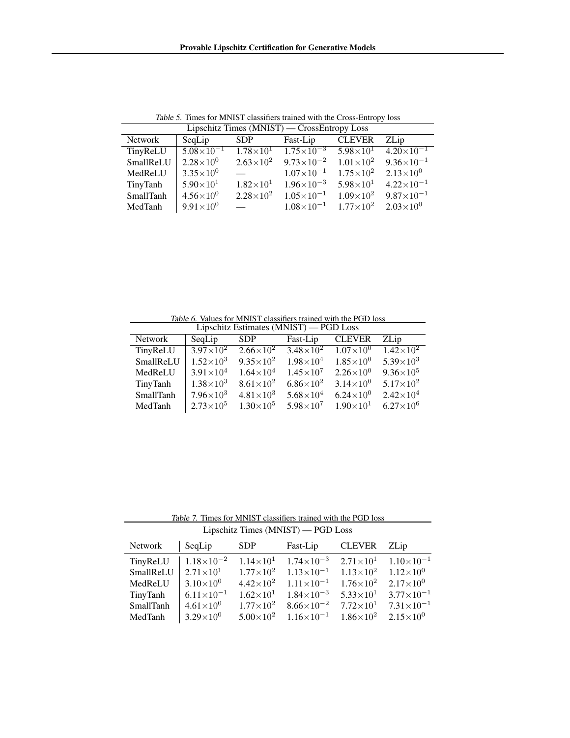*Table 5.* Times for MNIST classifiers trained with the Cross-Entropy loss

| Lipschitz Times (MNIST) — CrossEntropy Loss | | | | | |
|---|---|---|---|---|---|
| Network | SeqLip | SDP | Fast-Lip | CLEVER | ZLip |
| TinyReLU | $5.08\times10^{-1}$ | $1.78\times10^{1}$ | $1.75\times10^{-3}$ | $5.98\times10^{1}$ | $4.20\times10^{-1}$ |
| SmallReLU | $2.28\times10^{0}$ | $2.63\times10^{2}$ | $9.73\times10^{-2}$ | $1.01\times10^{2}$ | $9.36\times10^{-1}$ |
| MedReLU | $3.35\times10^{0}$ | — | $1.07\times10^{-1}$ | $1.75\times10^{2}$ | $2.13\times10^{0}$ |
| TinyTanh | $5.90\times10^{1}$ | $1.82\times10^{1}$ | $1.96\times10^{-3}$ | $5.98\times10^{1}$ | $4.22\times10^{-1}$ |
| SmallTanh | $4.56\times10^{0}$ | $2.28\times10^{2}$ | $1.05\times10^{-1}$ | $1.09\times10^{2}$ | $9.87\times10^{-1}$ |
| MedTanh | $9.91\times10^{0}$ | — | $1.08\times10^{-1}$ | $1.77\times10^{2}$ | $2.03\times10^{0}$ |

*Table 6.* Values for MNIST classifiers trained with the PGD loss

| Lipschitz Estimates (MNIST) — PGD Loss | | | | | |
|---|---|---|---|---|---|
| Network | SeqLip | SDP | Fast-Lip | CLEVER | ZLip |
| TinyReLU | $3.97\times10^{2}$ | $2.66\times10^{2}$ | $3.48\times10^{2}$ | $1.07\times10^{0}$ | $1.42\times10^{2}$ |
| SmallReLU | $1.52\times10^{3}$ | $9.35\times10^{2}$ | $1.98\times10^{4}$ | $1.85\times10^{0}$ | $5.39\times10^{3}$ |
| MedReLU | $3.91\times10^{4}$ | $1.64\times10^{4}$ | $1.45\times10^{7}$ | $2.26\times10^{0}$ | $9.36\times10^{5}$ |
| TinyTanh | $1.38\times10^{3}$ | $8.61\times10^{2}$ | $6.86\times10^{2}$ | $3.14\times10^{0}$ | $5.17\times10^{2}$ |
| SmallTanh | $7.96\times10^{3}$ | $4.81\times10^{3}$ | $5.68\times10^{4}$ | $6.24\times10^{0}$ | $2.42\times10^{4}$ |
| MedTanh | $2.73\times10^{5}$ | $1.30\times10^{5}$ | $5.98\times10^{7}$ | $1.90\times10^{1}$ | $6.27\times10^{6}$ |

*Table 7.* Times for MNIST classifiers trained with the PGD loss

| Lipschitz Times (MNIST) — PGD Loss | | | | | |
|---|---|---|---|---|---|
| Network | SeqLip | SDP | Fast-Lip | CLEVER | ZLip |
| TinyReLU | $1.18\times10^{-2}$ | $1.14\times10^{1}$ | $1.74\times10^{-3}$ | $2.71\times10^{1}$ | $1.10\times10^{-1}$ |
| SmallReLU | $2.71\times10^{1}$ | $1.77\times10^{2}$ | $1.13\times10^{-1}$ | $1.13\times10^{2}$ | $1.12\times10^{0}$ |
| MedReLU | $3.10\times10^{0}$ | $4.42\times10^{2}$ | $1.11\times10^{-1}$ | $1.76\times10^{2}$ | $2.17\times10^{0}$ |
| TinyTanh | $6.11\times10^{-1}$ | $1.62\times10^{1}$ | $1.84\times10^{-3}$ | $5.33\times10^{1}$ | $3.77\times10^{-1}$ |
| SmallTanh | $4.61\times10^{0}$ | $1.77\times10^{2}$ | $8.66\times10^{-2}$ | $7.72\times10^{1}$ | $7.31\times10^{-1}$ |
| MedTanh | $3.29\times10^{0}$ | $5.00\times10^{2}$ | $1.16\times10^{-1}$ | $1.86\times10^{2}$ | $2.15\times10^{0}$ |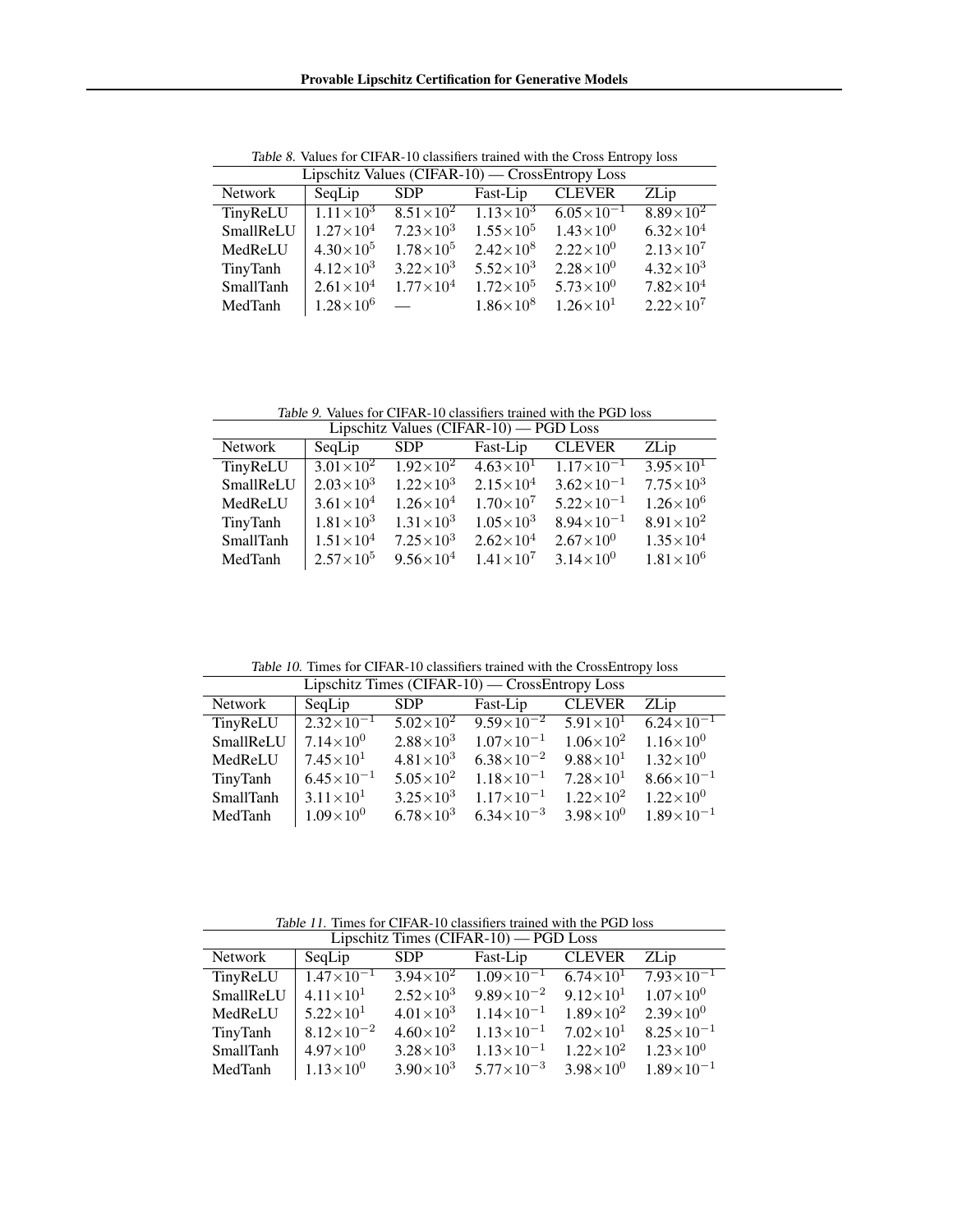Table 8. Values for CIFAR-10 classifiers trained with the Cross Entropy loss

| Lipschitz Values (CIFAR-10) — CrossEntropy Loss | | | | | |
|---|---|---|---|---|---|
| Network | SeqLip | SDP | Fast-Lip | CLEVER | ZLip |
| TinyReLU | $1.11\times10^{3}$ | $8.51\times10^{2}$ | $1.13\times10^{3}$ | $6.05\times10^{-1}$ | $8.89\times10^{2}$ |
| SmallReLU | $1.27\times10^{4}$ | $7.23\times10^{3}$ | $1.55\times10^{5}$ | $1.43\times10^{0}$ | $6.32\times10^{4}$ |
| MedReLU | $4.30\times10^{5}$ | $1.78\times10^{5}$ | $2.42\times10^{8}$ | $2.22\times10^{0}$ | $2.13\times10^{7}$ |
| TinyTanh | $4.12\times10^{3}$ | $3.22\times10^{3}$ | $5.52\times10^{3}$ | $2.28\times10^{0}$ | $4.32\times10^{3}$ |
| SmallTanh | $2.61\times10^{4}$ | $1.77\times10^{4}$ | $1.72\times10^{5}$ | $5.73\times10^{0}$ | $7.82\times10^{4}$ |
| MedTanh | $1.28\times10^{6}$ | — | $1.86\times10^{8}$ | $1.26\times10^{1}$ | $2.22\times10^{7}$ |

Table 9. Values for CIFAR-10 classifiers trained with the PGD loss

| Lipschitz Values (CIFAR-10) — PGD Loss | | | | | |
|---|---|---|---|---|---|
| Network | SeqLip | SDP | Fast-Lip | CLEVER | ZLip |
| TinyReLU | $3.01\times10^{2}$ | $1.92\times10^{2}$ | $4.63\times10^{1}$ | $1.17\times10^{-1}$ | $3.95\times10^{1}$ |
| SmallReLU | $2.03\times10^{3}$ | $1.22\times10^{3}$ | $2.15\times10^{4}$ | $3.62\times10^{-1}$ | $7.75\times10^{3}$ |
| MedReLU | $3.61\times10^{4}$ | $1.26\times10^{4}$ | $1.70\times10^{7}$ | $5.22\times10^{-1}$ | $1.26\times10^{6}$ |
| TinyTanh | $1.81\times10^{3}$ | $1.31\times10^{3}$ | $1.05\times10^{3}$ | $8.94\times10^{-1}$ | $8.91\times10^{2}$ |
| SmallTanh | $1.51\times10^{4}$ | $7.25\times10^{3}$ | $2.62\times10^{4}$ | $2.67\times10^{0}$ | $1.35\times10^{4}$ |
| MedTanh | $2.57\times10^{5}$ | $9.56\times10^{4}$ | $1.41\times10^{7}$ | $3.14\times10^{0}$ | $1.81\times10^{6}$ |

Table 10. Times for CIFAR-10 classifiers trained with the CrossEntropy loss

| Lipschitz Times (CIFAR-10) — CrossEntropy Loss | | | | | |
|---|---|---|---|---|---|
| Network | SeqLip | SDP | Fast-Lip | CLEVER | ZLip |
| TinyReLU | $2.32\times10^{-1}$ | $5.02\times10^{2}$ | $9.59\times10^{-2}$ | $5.91\times10^{1}$ | $6.24\times10^{-1}$ |
| SmallReLU | $7.14\times10^{0}$ | $2.88\times10^{3}$ | $1.07\times10^{-1}$ | $1.06\times10^{2}$ | $1.16\times10^{0}$ |
| MedReLU | $7.45\times10^{1}$ | $4.81\times10^{3}$ | $6.38\times10^{-2}$ | $9.88\times10^{1}$ | $1.32\times10^{0}$ |
| TinyTanh | $6.45\times10^{-1}$ | $5.05\times10^{2}$ | $1.18\times10^{-1}$ | $7.28\times10^{1}$ | $8.66\times10^{-1}$ |
| SmallTanh | $3.11\times10^{1}$ | $3.25\times10^{3}$ | $1.17\times10^{-1}$ | $1.22\times10^{2}$ | $1.22\times10^{0}$ |
| MedTanh | $1.09\times10^{0}$ | $6.78\times10^{3}$ | $6.34\times10^{-3}$ | $3.98\times10^{0}$ | $1.89\times10^{-1}$ |

Table 11. Times for CIFAR-10 classifiers trained with the PGD loss

| Lipschitz Times (CIFAR-10) — PGD Loss | | | | | |
|---|---|---|---|---|---|
| Network | SeqLip | SDP | Fast-Lip | CLEVER | ZLip |
| TinyReLU | $1.47\times10^{-1}$ | $3.94\times10^{2}$ | $1.09\times10^{-1}$ | $6.74\times10^{1}$ | $7.93\times10^{-1}$ |
| SmallReLU | $4.11\times10^{1}$ | $2.52\times10^{3}$ | $9.89\times10^{-2}$ | $9.12\times10^{1}$ | $1.07\times10^{0}$ |
| MedReLU | $5.22\times10^{1}$ | $4.01\times10^{3}$ | $1.14\times10^{-1}$ | $1.89\times10^{2}$ | $2.39\times10^{0}$ |
| TinyTanh | $8.12\times10^{-2}$ | $4.60\times10^{2}$ | $1.13\times10^{-1}$ | $7.02\times10^{1}$ | $8.25\times10^{-1}$ |
| SmallTanh | $4.97\times10^{0}$ | $3.28\times10^{3}$ | $1.13\times10^{-1}$ | $1.22\times10^{2}$ | $1.23\times10^{0}$ |
| MedTanh | $1.13\times10^{0}$ | $3.90\times10^{3}$ | $5.77\times10^{-3}$ | $3.98\times10^{0}$ | $1.89\times10^{-1}$ |